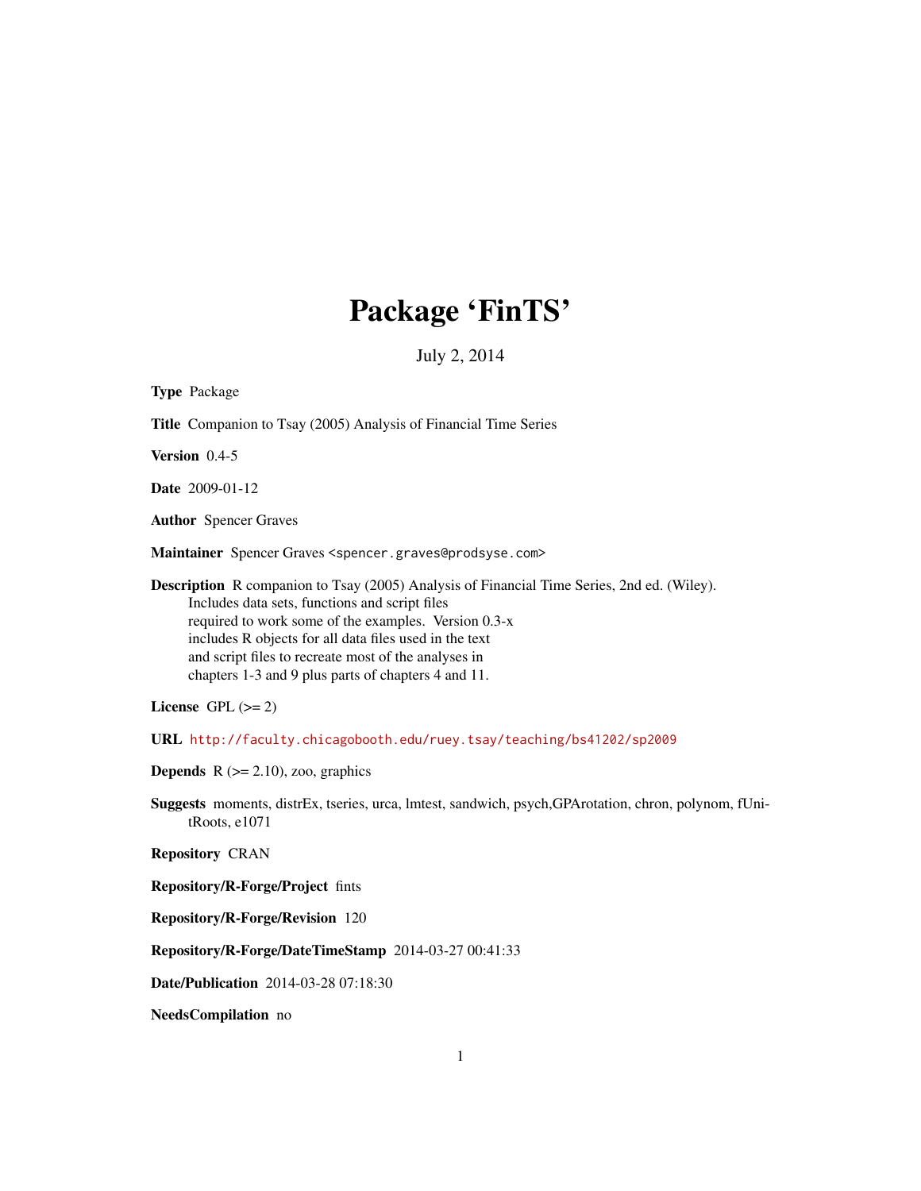# Package 'FinTS'

July 2, 2014

**Type** Package

**Title** Companion to Tsay (2005) Analysis of Financial Time Series

**Version** 0.4-5

**Date** 2009-01-12

**Author** Spencer Graves

**Maintainer** Spencer Graves <spencer.graves@prodsyse.com>

**Description** R companion to Tsay (2005) Analysis of Financial Time Series, 2nd ed. (Wiley). Includes data sets, functions and script files required to work some of the examples. Version 0.3-x includes R objects for all data files used in the text and script files to recreate most of the analyses in chapters 1-3 and 9 plus parts of chapters 4 and 11.

**License** GPL (>= 2)

**URL** http://faculty.chicagobooth.edu/ruey.tsay/teaching/bs41202/sp2009

**Depends** R (>= 2.10), zoo, graphics

**Suggests** moments, distrEx, tseries, urca, lmtest, sandwich, psych,GPArotation, chron, polynom, fUnitRoots, e1071

**Repository** CRAN

**Repository/R-Forge/Project** fints

**Repository/R-Forge/Revision** 120

**Repository/R-Forge/DateTimeStamp** 2014-03-27 00:41:33

**Date/Publication** 2014-03-28 07:18:30

**NeedsCompilation** no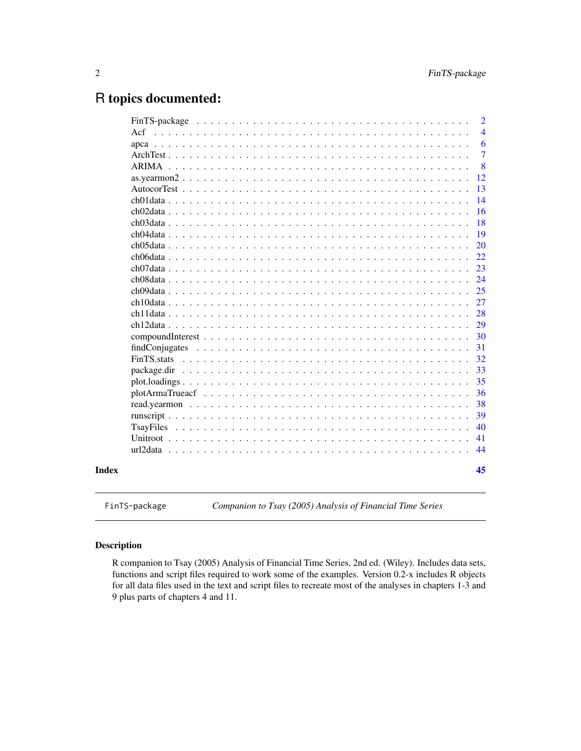# R topics documented:

| | |
|---|---|
| FinTS-package | 2 |
| Acf | 4 |
| apca | 6 |
| ArchTest | 7 |
| ARIMA | 8 |
| as.yearmon2 | 12 |
| AutocorTest | 13 |
| ch01data | 14 |
| ch02data | 16 |
| ch03data | 18 |
| ch04data | 19 |
| ch05data | 20 |
| ch06data | 22 |
| ch07data | 23 |
| ch08data | 24 |
| ch09data | 25 |
| ch10data | 27 |
| ch11data | 28 |
| ch12data | 29 |
| compoundInterest | 30 |
| findConjugates | 31 |
| FinTS.stats | 32 |
| package.dir | 33 |
| plot.loadings | 35 |
| plotArmaTrueacf | 36 |
| read.yearmon | 38 |
| runscript | 39 |
| TsayFiles | 40 |
| Unitroot | 41 |
| url2data | 44 |

**Index** **45**

---

`FinTS-package` *Companion to Tsay (2005) Analysis of Financial Time Series*

---

## Description

R companion to Tsay (2005) Analysis of Financial Time Series, 2nd ed. (Wiley). Includes data sets, functions and script files required to work some of the examples. Version 0.2-x includes R objects for all data files used in the text and script files to recreate most of the analyses in chapters 1-3 and 9 plus parts of chapters 4 and 11.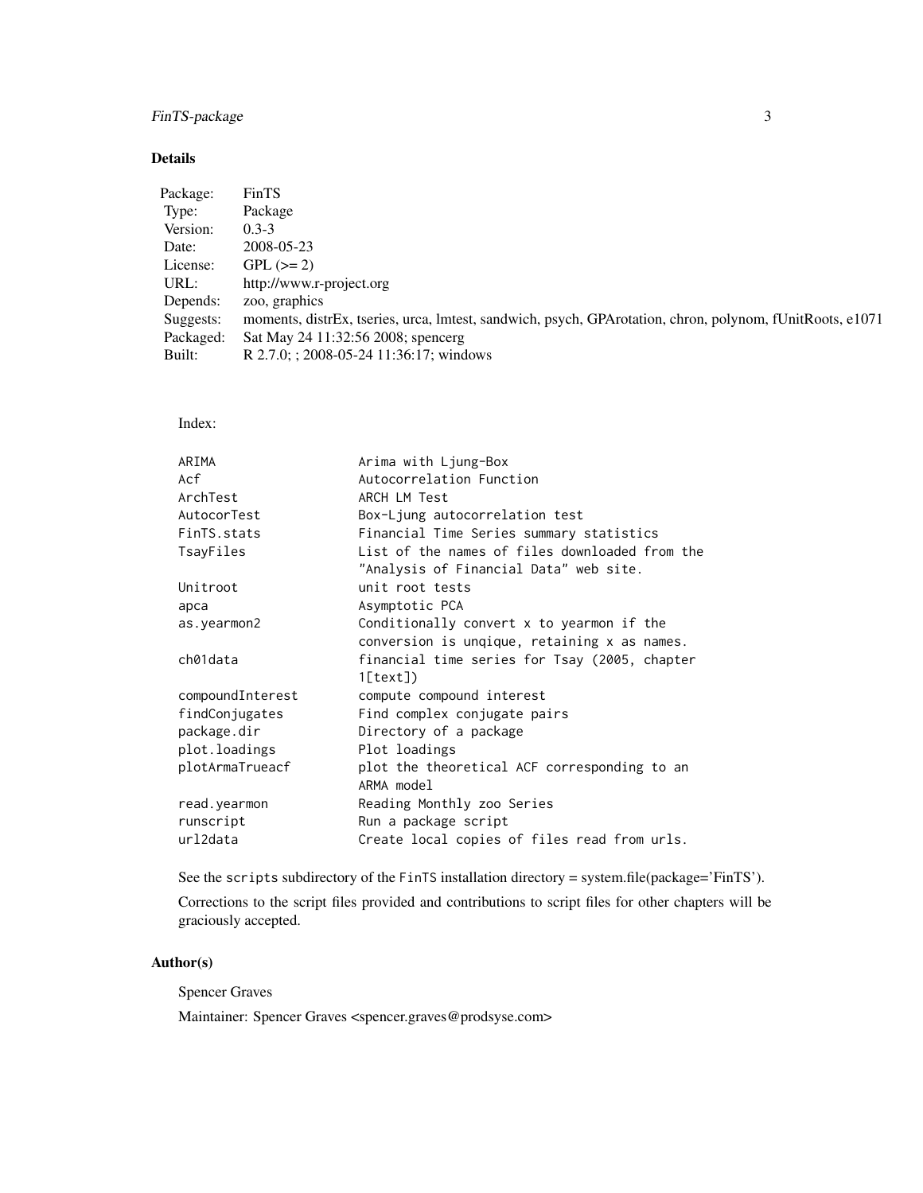## Details

| | |
|---|---|
| Package: | FinTS |
| Type: | Package |
| Version: | 0.3-3 |
| Date: | 2008-05-23 |
| License: | GPL (>= 2) |
| URL: | http://www.r-project.org |
| Depends: | zoo, graphics |
| Suggests: | moments, distrEx, tseries, urca, lmtest, sandwich, psych, GPArotation, chron, polynom, fUnitRoots, e1071 |
| Packaged: | Sat May 24 11:32:56 2008; spencerg |
| Built: | R 2.7.0; ; 2008-05-24 11:36:17; windows |

Index:

```
ARIMA                   Arima with Ljung-Box
Acf                     Autocorrelation Function
ArchTest                ARCH LM Test
AutocorTest             Box-Ljung autocorrelation test
FinTS.stats             Financial Time Series summary statistics
TsayFiles               List of the names of files downloaded from the
                        "Analysis of Financial Data" web site.
Unitroot                unit root tests
apca                    Asymptotic PCA
as.yearmon2             Conditionally convert x to yearmon if the
                        conversion is unqique, retaining x as names.
ch01data                financial time series for Tsay (2005, chapter
                        1[text])
compoundInterest        compute compound interest
findConjugates          Find complex conjugate pairs
package.dir             Directory of a package
plot.loadings           Plot loadings
plotArmaTrueacf         plot the theoretical ACF corresponding to an
                        ARMA model
read.yearmon            Reading Monthly zoo Series
runscript               Run a package script
url2data                Create local copies of files read from urls.
```

See the `scripts` subdirectory of the `FinTS` installation directory = system.file(package='FinTS').

Corrections to the script files provided and contributions to script files for other chapters will be graciously accepted.

## Author(s)

Spencer Graves

Maintainer: Spencer Graves <spencer.graves@prodsyse.com>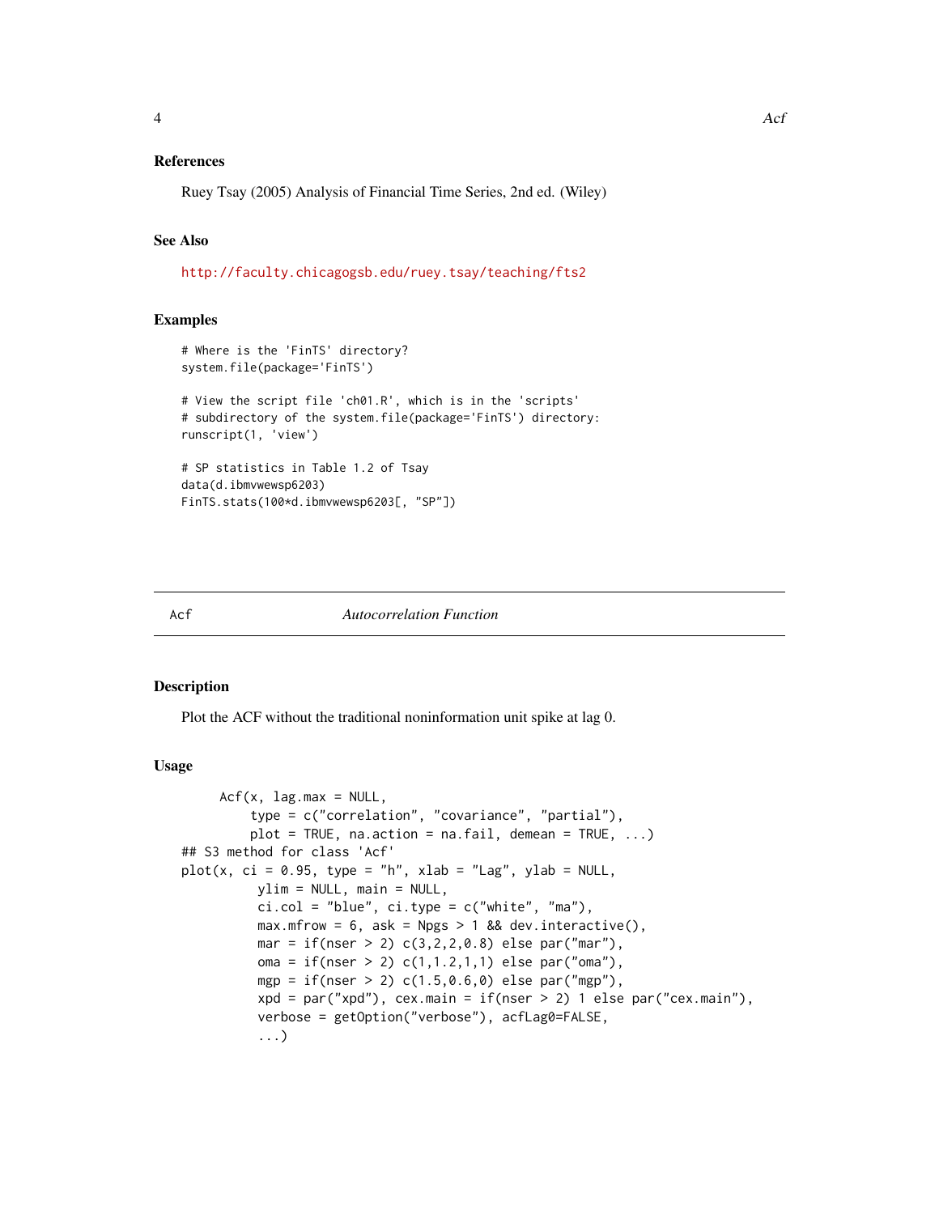### References

Ruey Tsay (2005) Analysis of Financial Time Series, 2nd ed. (Wiley)

### See Also

http://faculty.chicagogsb.edu/ruey.tsay/teaching/fts2

### Examples

```
# Where is the 'FinTS' directory?
system.file(package='FinTS')

# View the script file 'ch01.R', which is in the 'scripts'
# subdirectory of the system.file(package='FinTS') directory:
runscript(1, 'view')

# SP statistics in Table 1.2 of Tsay
data(d.ibmvwewsp6203)
FinTS.stats(100*d.ibmvwewsp6203[, "SP"])
```

---

## Acf — *Autocorrelation Function*

---

### Description

Plot the ACF without the traditional noninformation unit spike at lag 0.

### Usage

```
    Acf(x, lag.max = NULL,
        type = c("correlation", "covariance", "partial"),
        plot = TRUE, na.action = na.fail, demean = TRUE, ...)
## S3 method for class 'Acf'
plot(x, ci = 0.95, type = "h", xlab = "Lag", ylab = NULL,
         ylim = NULL, main = NULL,
         ci.col = "blue", ci.type = c("white", "ma"),
         max.mfrow = 6, ask = Npgs > 1 && dev.interactive(),
         mar = if(nser > 2) c(3,2,2,0.8) else par("mar"),
         oma = if(nser > 2) c(1,1.2,1,1) else par("oma"),
         mgp = if(nser > 2) c(1.5,0.6,0) else par("mgp"),
         xpd = par("xpd"), cex.main = if(nser > 2) 1 else par("cex.main"),
         verbose = getOption("verbose"), acfLag0=FALSE,
         ...)
```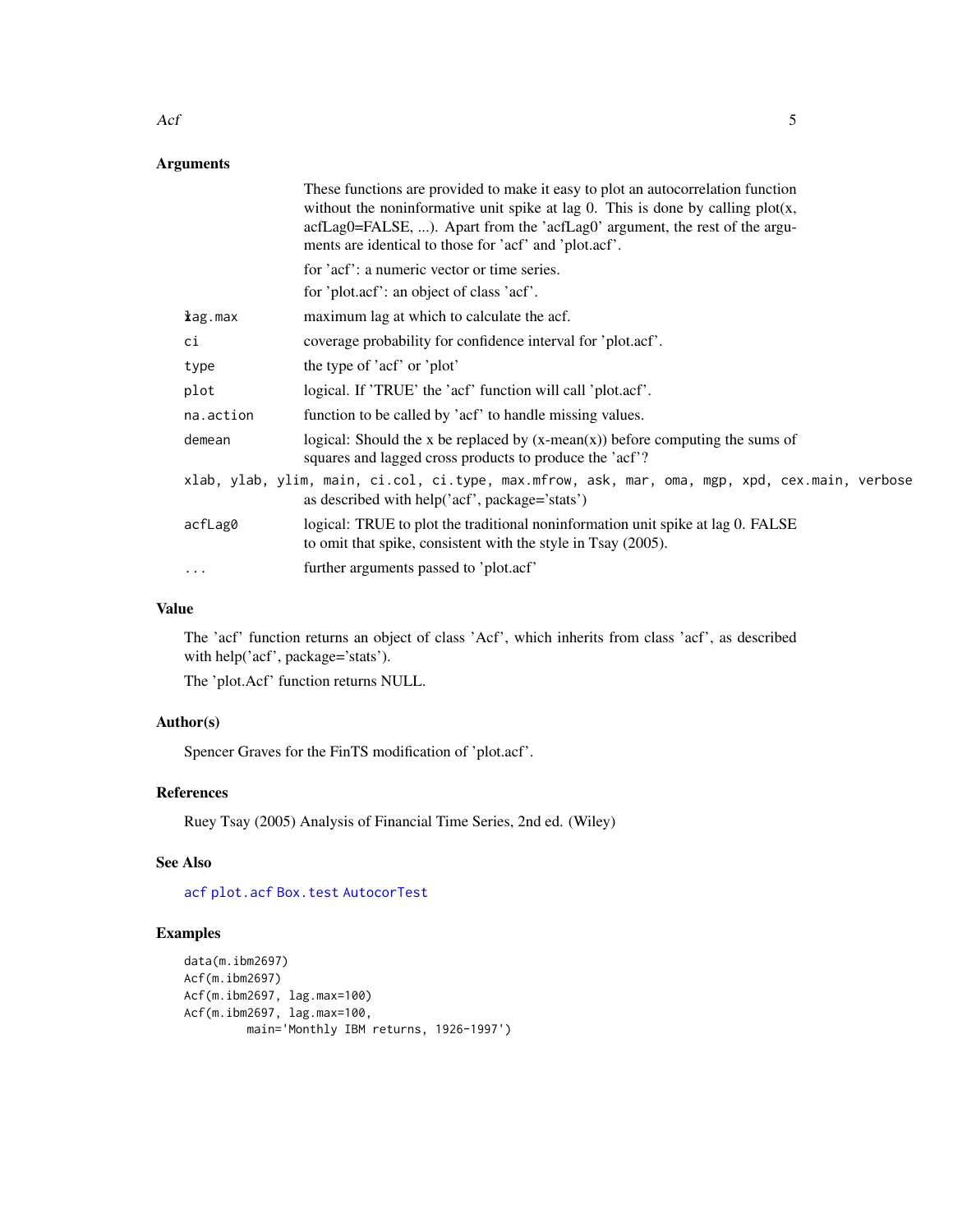## Arguments

| | |
|---|---|
| | These functions are provided to make it easy to plot an autocorrelation function without the noninformative unit spike at lag 0. This is done by calling plot(x, acfLag0=FALSE, ...). Apart from the 'acfLag0' argument, the rest of the arguments are identical to those for 'acf' and 'plot.acf'. |
| x | for 'acf': a numeric vector or time series. |
| | for 'plot.acf': an object of class 'acf'. |
| lag.max | maximum lag at which to calculate the acf. |
| ci | coverage probability for confidence interval for 'plot.acf'. |
| type | the type of 'acf' or 'plot' |
| plot | logical. If 'TRUE' the 'acf' function will call 'plot.acf'. |
| na.action | function to be called by 'acf' to handle missing values. |
| demean | logical: Should the x be replaced by (x-mean(x)) before computing the sums of squares and lagged cross products to produce the 'acf'? |
| xlab, ylab, ylim, main, ci.col, ci.type, max.mfrow, ask, mar, oma, mgp, xpd, cex.main, verbose | as described with help('acf', package='stats') |
| acfLag0 | logical: TRUE to plot the traditional noninformation unit spike at lag 0. FALSE to omit that spike, consistent with the style in Tsay (2005). |
| ... | further arguments passed to 'plot.acf' |

## Value

The 'acf' function returns an object of class 'Acf', which inherits from class 'acf', as described with help('acf', package='stats').

The 'plot.Acf' function returns NULL.

## Author(s)

Spencer Graves for the FinTS modification of 'plot.acf'.

## References

Ruey Tsay (2005) Analysis of Financial Time Series, 2nd ed. (Wiley)

## See Also

acf plot.acf Box.test AutocorTest

## Examples

```
data(m.ibm2697)
Acf(m.ibm2697)
Acf(m.ibm2697, lag.max=100)
Acf(m.ibm2697, lag.max=100,
        main='Monthly IBM returns, 1926-1997')
```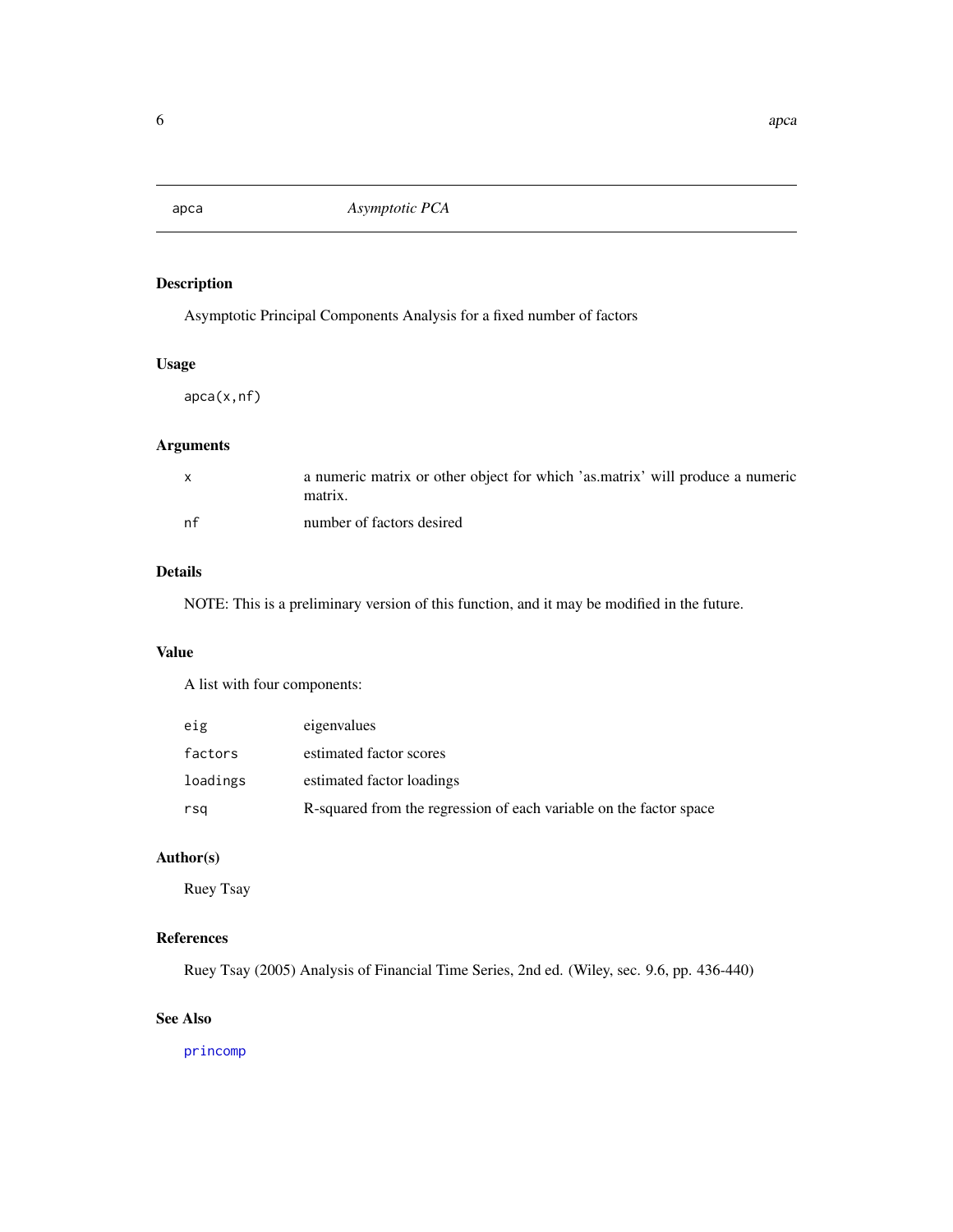## apca *Asymptotic PCA*

### Description

Asymptotic Principal Components Analysis for a fixed number of factors

### Usage

```
apca(x,nf)
```

### Arguments

| | |
|---|---|
| x | a numeric matrix or other object for which 'as.matrix' will produce a numeric matrix. |
| nf | number of factors desired |

### Details

NOTE: This is a preliminary version of this function, and it may be modified in the future.

### Value

A list with four components:

| | |
|---|---|
| eig | eigenvalues |
| factors | estimated factor scores |
| loadings | estimated factor loadings |
| rsq | R-squared from the regression of each variable on the factor space |

### Author(s)

Ruey Tsay

### References

Ruey Tsay (2005) Analysis of Financial Time Series, 2nd ed. (Wiley, sec. 9.6, pp. 436-440)

### See Also

princomp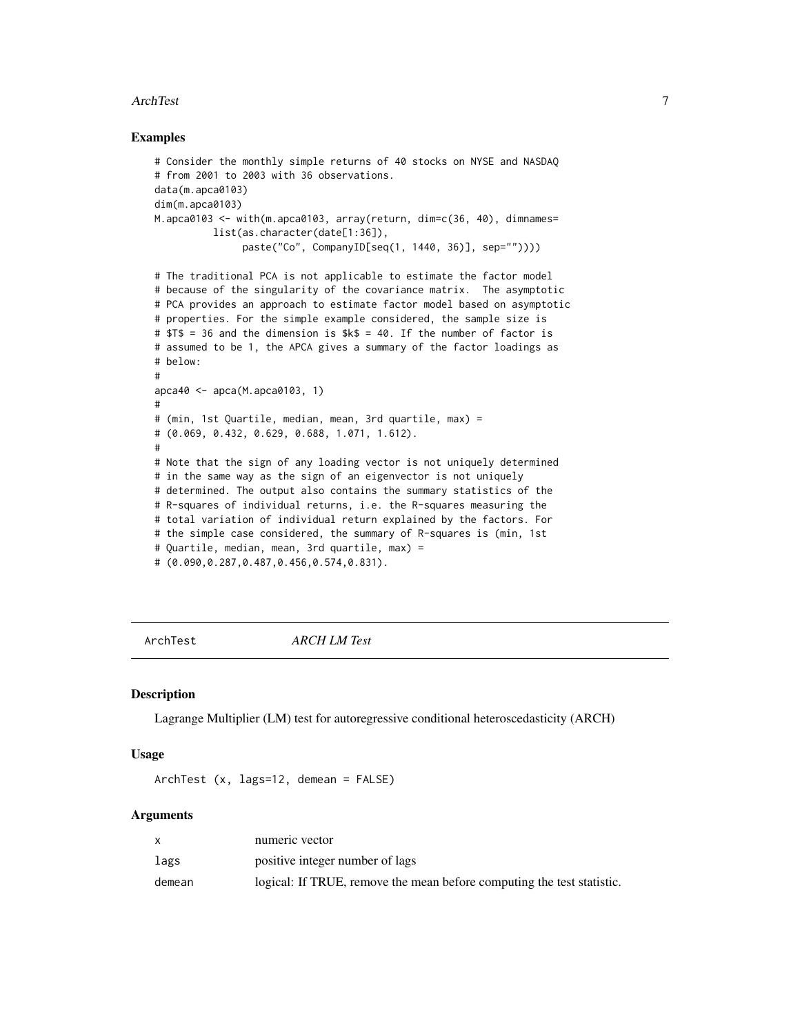## Examples

```
# Consider the monthly simple returns of 40 stocks on NYSE and NASDAQ
# from 2001 to 2003 with 36 observations.
data(m.apca0103)
dim(m.apca0103)
M.apca0103 <- with(m.apca0103, array(return, dim=c(36, 40), dimnames=
          list(as.character(date[1:36]),
               paste("Co", CompanyID[seq(1, 1440, 36)], sep=""))))

# The traditional PCA is not applicable to estimate the factor model
# because of the singularity of the covariance matrix.  The asymptotic
# PCA provides an approach to estimate factor model based on asymptotic
# properties. For the simple example considered, the sample size is
# $T$ = 36 and the dimension is $k$ = 40. If the number of factor is
# assumed to be 1, the APCA gives a summary of the factor loadings as
# below:
#
apca40 <- apca(M.apca0103, 1)
#
# (min, 1st Quartile, median, mean, 3rd quartile, max) =
# (0.069, 0.432, 0.629, 0.688, 1.071, 1.612).
#
# Note that the sign of any loading vector is not uniquely determined
# in the same way as the sign of an eigenvector is not uniquely
# determined. The output also contains the summary statistics of the
# R-squares of individual returns, i.e. the R-squares measuring the
# total variation of individual return explained by the factors. For
# the simple case considered, the summary of R-squares is (min, 1st
# Quartile, median, mean, 3rd quartile, max) =
# (0.090,0.287,0.487,0.456,0.574,0.831).
```

---

# ArchTest *ARCH LM Test*

---

## Description

Lagrange Multiplier (LM) test for autoregressive conditional heteroscedasticity (ARCH)

## Usage

```
ArchTest (x, lags=12, demean = FALSE)
```

## Arguments

| | |
|---|---|
| `x` | numeric vector |
| `lags` | positive integer number of lags |
| `demean` | logical: If TRUE, remove the mean before computing the test statistic. |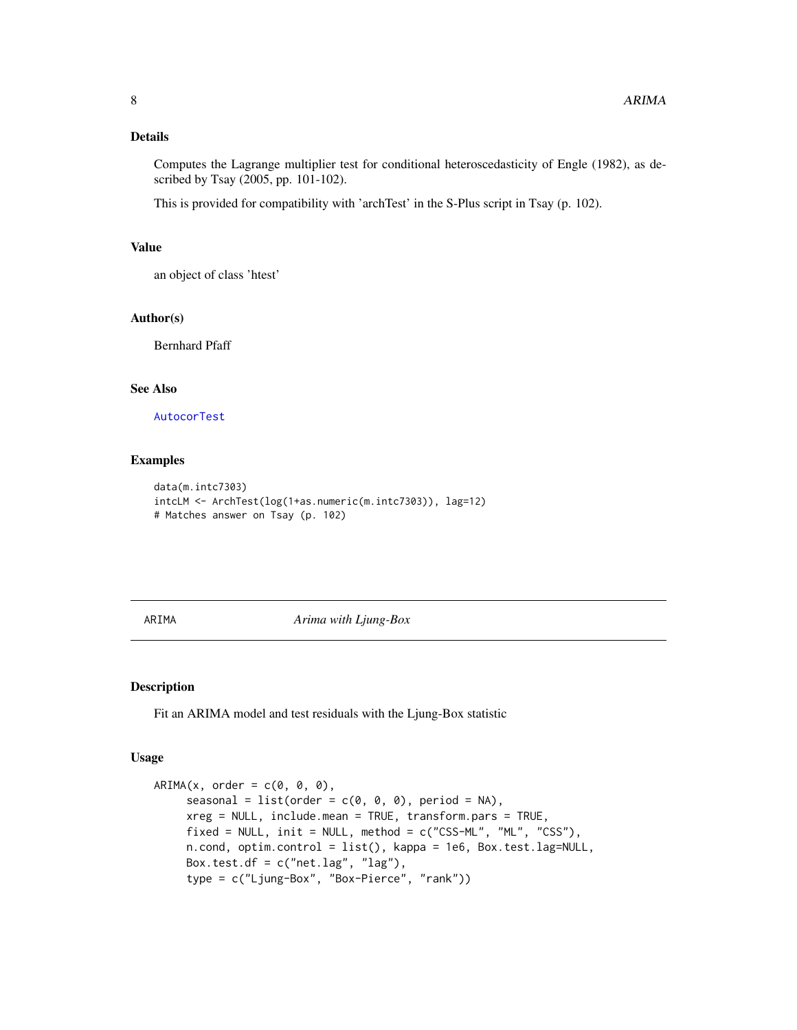### Details

Computes the Lagrange multiplier test for conditional heteroscedasticity of Engle (1982), as described by Tsay (2005, pp. 101-102).

This is provided for compatibility with 'archTest' in the S-Plus script in Tsay (p. 102).

### Value

an object of class 'htest'

### Author(s)

Bernhard Pfaff

### See Also

AutocorTest

### Examples

```
data(m.intc7303)
intcLM <- ArchTest(log(1+as.numeric(m.intc7303)), lag=12)
# Matches answer on Tsay (p. 102)
```

---

## ARIMA — *Arima with Ljung-Box*

---

### Description

Fit an ARIMA model and test residuals with the Ljung-Box statistic

### Usage

```
ARIMA(x, order = c(0, 0, 0),
      seasonal = list(order = c(0, 0, 0), period = NA),
      xreg = NULL, include.mean = TRUE, transform.pars = TRUE,
      fixed = NULL, init = NULL, method = c("CSS-ML", "ML", "CSS"),
      n.cond, optim.control = list(), kappa = 1e6, Box.test.lag=NULL,
      Box.test.df = c("net.lag", "lag"),
      type = c("Ljung-Box", "Box-Pierce", "rank"))
```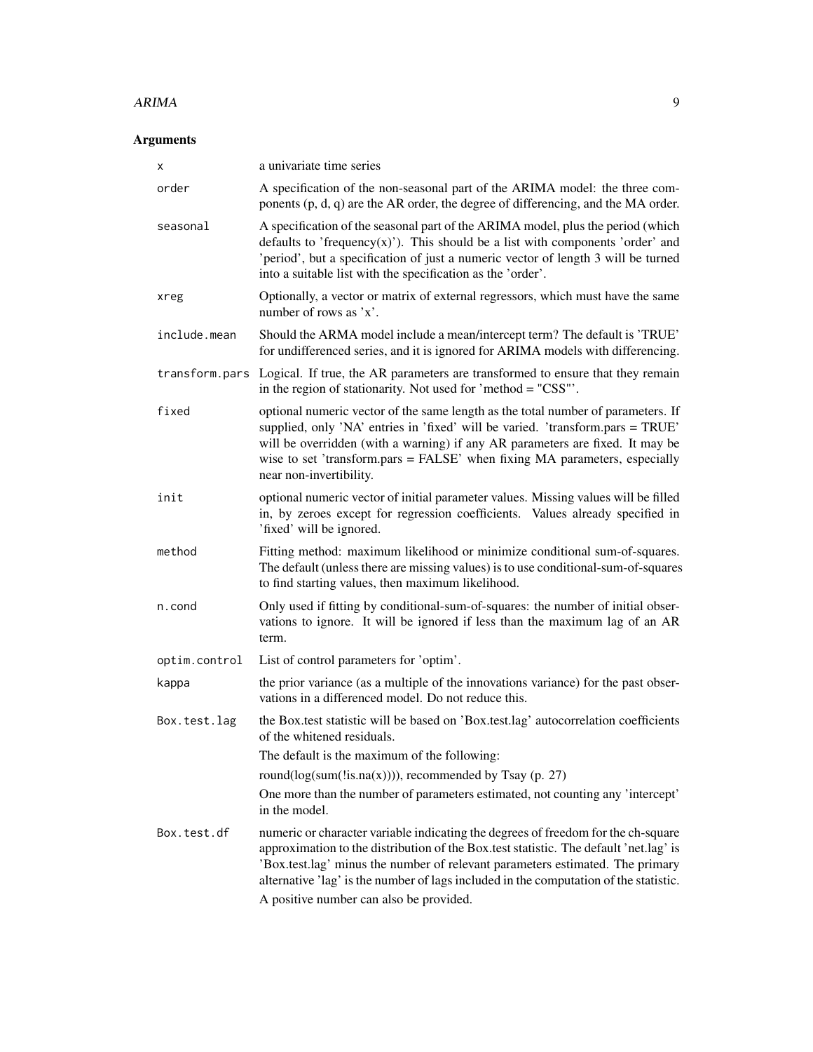## Arguments

| | |
|---|---|
| `x` | a univariate time series |
| `order` | A specification of the non-seasonal part of the ARIMA model: the three components (p, d, q) are the AR order, the degree of differencing, and the MA order. |
| `seasonal` | A specification of the seasonal part of the ARIMA model, plus the period (which defaults to 'frequency(x)'). This should be a list with components 'order' and 'period', but a specification of just a numeric vector of length 3 will be turned into a suitable list with the specification as the 'order'. |
| `xreg` | Optionally, a vector or matrix of external regressors, which must have the same number of rows as 'x'. |
| `include.mean` | Should the ARMA model include a mean/intercept term? The default is 'TRUE' for undifferenced series, and it is ignored for ARIMA models with differencing. |
| `transform.pars` | Logical. If true, the AR parameters are transformed to ensure that they remain in the region of stationarity. Not used for 'method = "CSS"'. |
| `fixed` | optional numeric vector of the same length as the total number of parameters. If supplied, only 'NA' entries in 'fixed' will be varied. 'transform.pars = TRUE' will be overridden (with a warning) if any AR parameters are fixed. It may be wise to set 'transform.pars = FALSE' when fixing MA parameters, especially near non-invertibility. |
| `init` | optional numeric vector of initial parameter values. Missing values will be filled in, by zeroes except for regression coefficients. Values already specified in 'fixed' will be ignored. |
| `method` | Fitting method: maximum likelihood or minimize conditional sum-of-squares. The default (unless there are missing values) is to use conditional-sum-of-squares to find starting values, then maximum likelihood. |
| `n.cond` | Only used if fitting by conditional-sum-of-squares: the number of initial observations to ignore. It will be ignored if less than the maximum lag of an AR term. |
| `optim.control` | List of control parameters for 'optim'. |
| `kappa` | the prior variance (as a multiple of the innovations variance) for the past observations in a differenced model. Do not reduce this. |
| `Box.test.lag` | the Box.test statistic will be based on 'Box.test.lag' autocorrelation coefficients of the whitened residuals.<br>The default is the maximum of the following:<br>round(log(sum(!is.na(x)))), recommended by Tsay (p. 27)<br>One more than the number of parameters estimated, not counting any 'intercept' in the model. |
| `Box.test.df` | numeric or character variable indicating the degrees of freedom for the ch-square approximation to the distribution of the Box.test statistic. The default 'net.lag' is 'Box.test.lag' minus the number of relevant parameters estimated. The primary alternative 'lag' is the number of lags included in the computation of the statistic.<br>A positive number can also be provided. |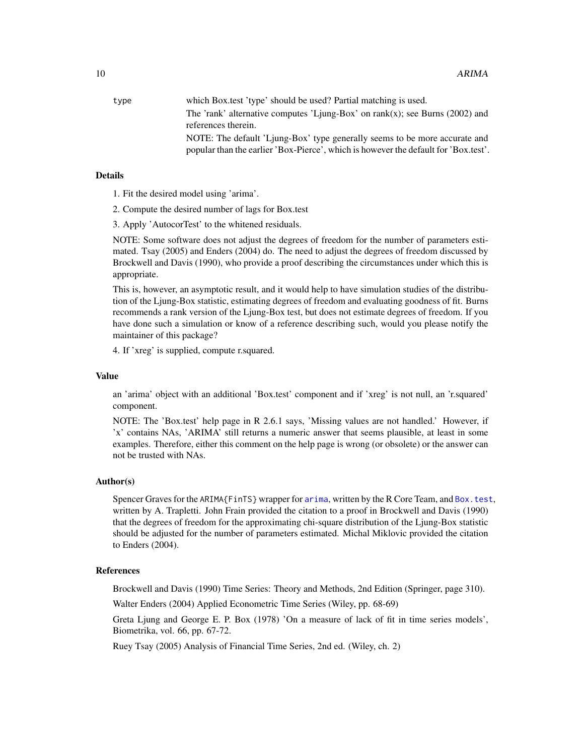type which Box.test 'type' should be used? Partial matching is used.

The 'rank' alternative computes 'Ljung-Box' on rank(x); see Burns (2002) and references therein.

NOTE: The default 'Ljung-Box' type generally seems to be more accurate and popular than the earlier 'Box-Pierce', which is however the default for 'Box.test'.

### Details

1. Fit the desired model using 'arima'.
2. Compute the desired number of lags for Box.test
3. Apply 'AutocorTest' to the whitened residuals.

NOTE: Some software does not adjust the degrees of freedom for the number of parameters estimated. Tsay (2005) and Enders (2004) do. The need to adjust the degrees of freedom discussed by Brockwell and Davis (1990), who provide a proof describing the circumstances under which this is appropriate.

This is, however, an asymptotic result, and it would help to have simulation studies of the distribution of the Ljung-Box statistic, estimating degrees of freedom and evaluating goodness of fit. Burns recommends a rank version of the Ljung-Box test, but does not estimate degrees of freedom. If you have done such a simulation or know of a reference describing such, would you please notify the maintainer of this package?

4. If 'xreg' is supplied, compute r.squared.

### Value

an 'arima' object with an additional 'Box.test' component and if 'xreg' is not null, an 'r.squared' component.

NOTE: The 'Box.test' help page in R 2.6.1 says, 'Missing values are not handled.' However, if 'x' contains NAs, 'ARIMA' still returns a numeric answer that seems plausible, at least in some examples. Therefore, either this comment on the help page is wrong (or obsolete) or the answer can not be trusted with NAs.

### Author(s)

Spencer Graves for the `ARIMA{FinTS}` wrapper for `arima`, written by the R Core Team, and `Box.test`, written by A. Trapletti. John Frain provided the citation to a proof in Brockwell and Davis (1990) that the degrees of freedom for the approximating chi-square distribution of the Ljung-Box statistic should be adjusted for the number of parameters estimated. Michal Miklovic provided the citation to Enders (2004).

### References

Brockwell and Davis (1990) Time Series: Theory and Methods, 2nd Edition (Springer, page 310).

Walter Enders (2004) Applied Econometric Time Series (Wiley, pp. 68-69)

Greta Ljung and George E. P. Box (1978) 'On a measure of lack of fit in time series models', Biometrika, vol. 66, pp. 67-72.

Ruey Tsay (2005) Analysis of Financial Time Series, 2nd ed. (Wiley, ch. 2)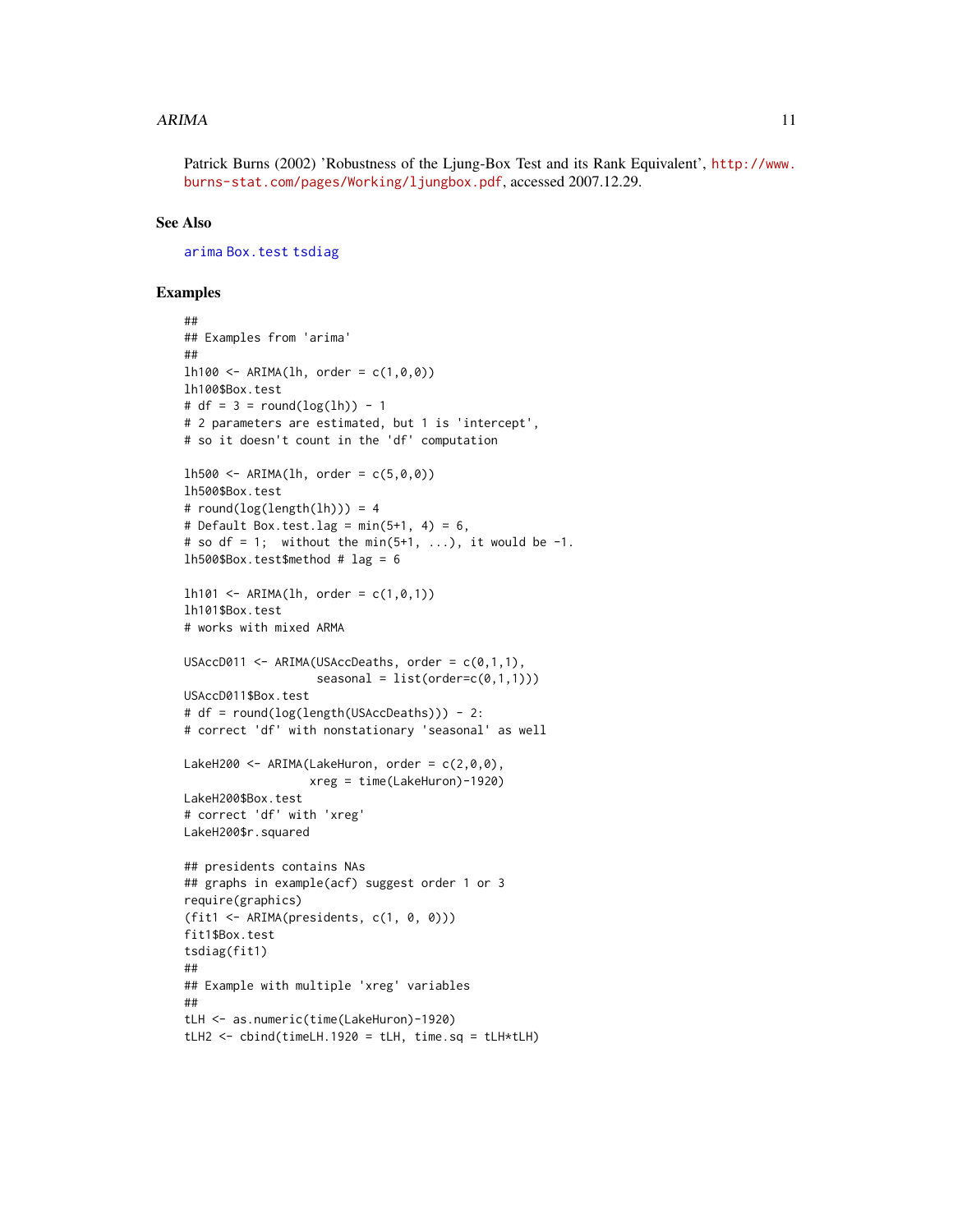Patrick Burns (2002) 'Robustness of the Ljung-Box Test and its Rank Equivalent', http://www.burns-stat.com/pages/Working/ljungbox.pdf, accessed 2007.12.29.

### See Also

arima Box.test tsdiag

### Examples

```
##
## Examples from 'arima'
##
lh100 <- ARIMA(lh, order = c(1,0,0))
lh100$Box.test
# df = 3 = round(log(lh)) - 1
# 2 parameters are estimated, but 1 is 'intercept',
# so it doesn't count in the 'df' computation

lh500 <- ARIMA(lh, order = c(5,0,0))
lh500$Box.test
# round(log(length(lh))) = 4
# Default Box.test.lag = min(5+1, 4) = 6,
# so df = 1;  without the min(5+1, ...), it would be -1.
lh500$Box.test$method # lag = 6

lh101 <- ARIMA(lh, order = c(1,0,1))
lh101$Box.test
# works with mixed ARMA

USAccD011 <- ARIMA(USAccDeaths, order = c(0,1,1),
                   seasonal = list(order=c(0,1,1)))
USAccD011$Box.test
# df = round(log(length(USAccDeaths))) - 2:
# correct 'df' with nonstationary 'seasonal' as well

LakeH200 <- ARIMA(LakeHuron, order = c(2,0,0),
                  xreg = time(LakeHuron)-1920)
LakeH200$Box.test
# correct 'df' with 'xreg'
LakeH200$r.squared

## presidents contains NAs
## graphs in example(acf) suggest order 1 or 3
require(graphics)
(fit1 <- ARIMA(presidents, c(1, 0, 0)))
fit1$Box.test
tsdiag(fit1)
##
## Example with multiple 'xreg' variables
##
tLH <- as.numeric(time(LakeHuron)-1920)
tLH2 <- cbind(timeLH.1920 = tLH, time.sq = tLH*tLH)
```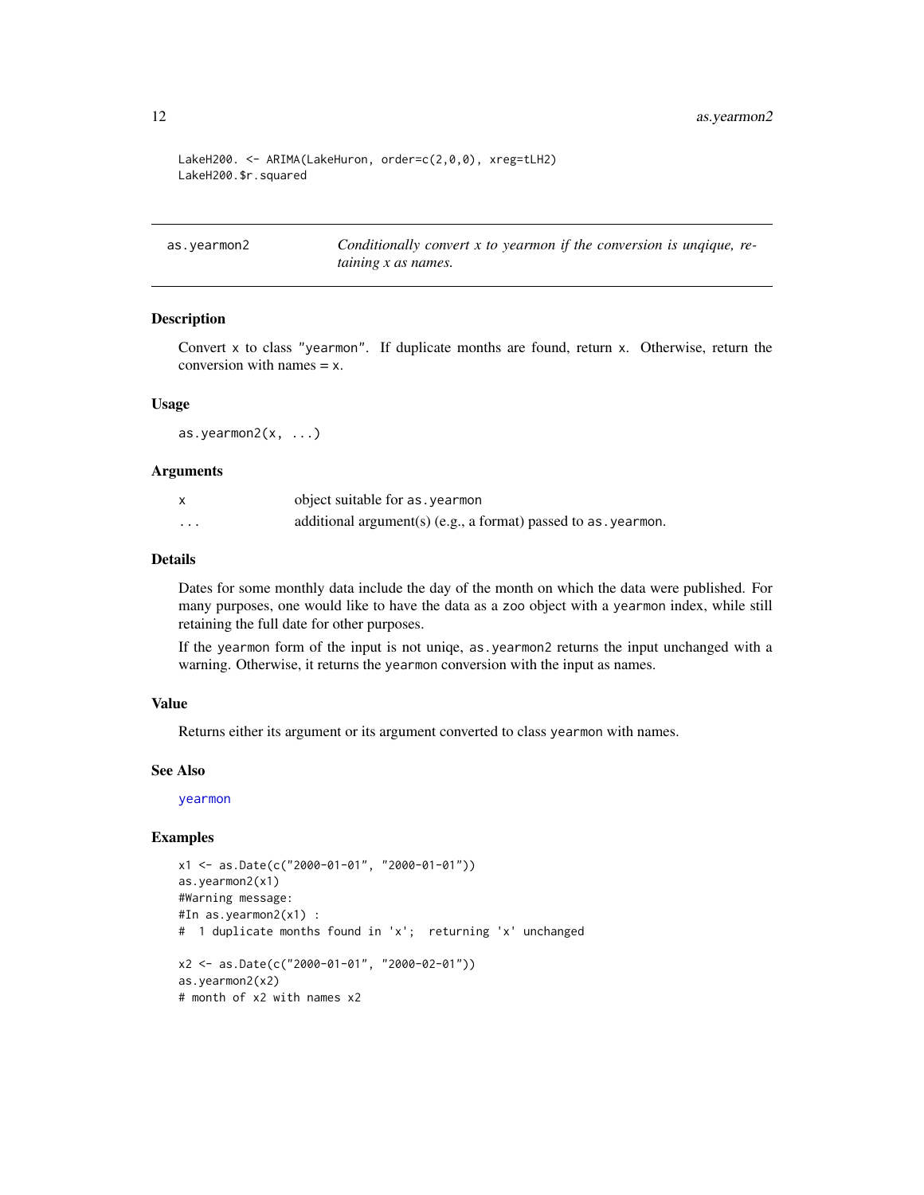```
LakeH200. <- ARIMA(LakeHuron, order=c(2,0,0), xreg=tLH2)
LakeH200.$r.squared
```

---

## as.yearmon2 — *Conditionally convert x to yearmon if the conversion is unqique, retaining x as names.*

---

### Description

Convert x to class "yearmon". If duplicate months are found, return x. Otherwise, return the conversion with names = x.

### Usage

```
as.yearmon2(x, ...)
```

### Arguments

| | |
|---|---|
| x | object suitable for as.yearmon |
| ... | additional argument(s) (e.g., a format) passed to as.yearmon. |

### Details

Dates for some monthly data include the day of the month on which the data were published. For many purposes, one would like to have the data as a zoo object with a yearmon index, while still retaining the full date for other purposes.

If the yearmon form of the input is not uniqe, as.yearmon2 returns the input unchanged with a warning. Otherwise, it returns the yearmon conversion with the input as names.

### Value

Returns either its argument or its argument converted to class yearmon with names.

### See Also

yearmon

### Examples

```
x1 <- as.Date(c("2000-01-01", "2000-01-01"))
as.yearmon2(x1)
#Warning message:
#In as.yearmon2(x1) :
#  1 duplicate months found in 'x';  returning 'x' unchanged

x2 <- as.Date(c("2000-01-01", "2000-02-01"))
as.yearmon2(x2)
# month of x2 with names x2
```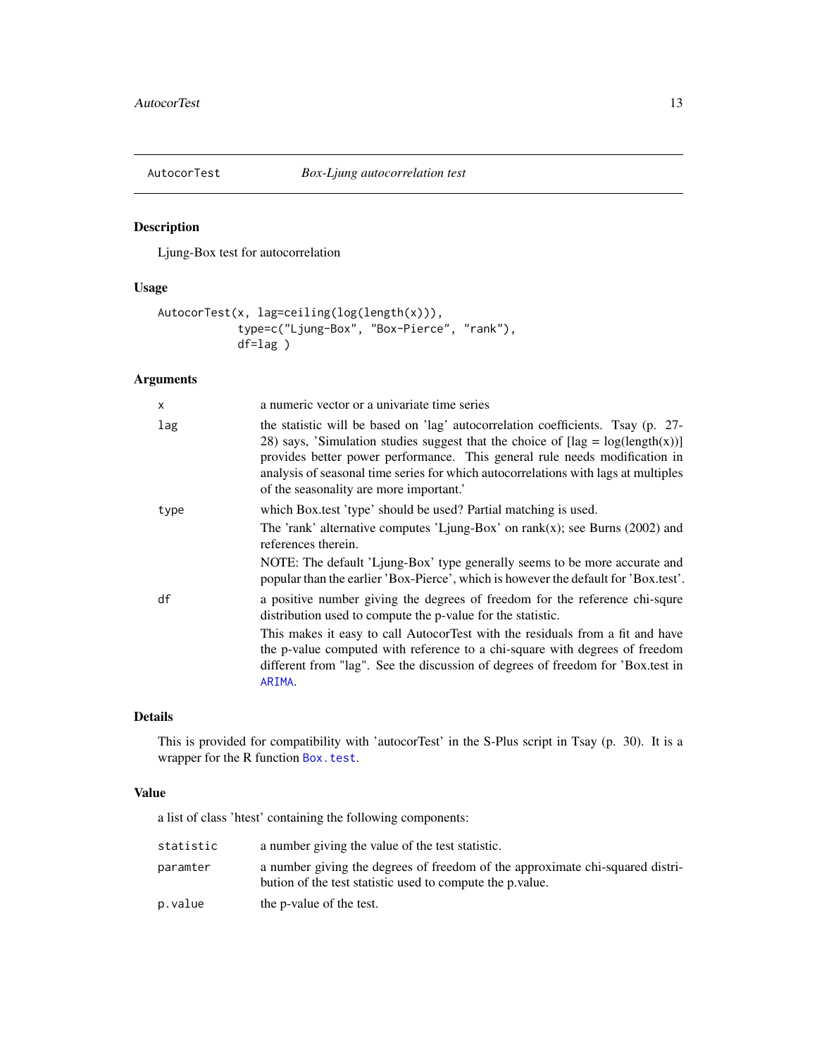# AutocorTest — *Box-Ljung autocorrelation test*

## Description

Ljung-Box test for autocorrelation

## Usage

```
AutocorTest(x, lag=ceiling(log(length(x))),
            type=c("Ljung-Box", "Box-Pierce", "rank"),
            df=lag )
```

## Arguments

| | |
|---|---|
| `x` | a numeric vector or a univariate time series |
| `lag` | the statistic will be based on 'lag' autocorrelation coefficients. Tsay (p. 27-28) says, 'Simulation studies suggest that the choice of [lag = log(length(x))] provides better power performance. This general rule needs modification in analysis of seasonal time series for which autocorrelations with lags at multiples of the seasonality are more important.' |
| `type` | which Box.test 'type' should be used? Partial matching is used. The 'rank' alternative computes 'Ljung-Box' on rank(x); see Burns (2002) and references therein. NOTE: The default 'Ljung-Box' type generally seems to be more accurate and popular than the earlier 'Box-Pierce', which is however the default for 'Box.test'. |
| `df` | a positive number giving the degrees of freedom for the reference chi-squre distribution used to compute the p-value for the statistic. This makes it easy to call AutocorTest with the residuals from a fit and have the p-value computed with reference to a chi-square with degrees of freedom different from "lag". See the discussion of degrees of freedom for 'Box.test in `ARIMA`. |

## Details

This is provided for compatibility with 'autocorTest' in the S-Plus script in Tsay (p. 30). It is a wrapper for the R function `Box.test`.

## Value

a list of class 'htest' containing the following components:

| | |
|---|---|
| `statistic` | a number giving the value of the test statistic. |
| `paramter` | a number giving the degrees of freedom of the approximate chi-squared distribution of the test statistic used to compute the p.value. |
| `p.value` | the p-value of the test. |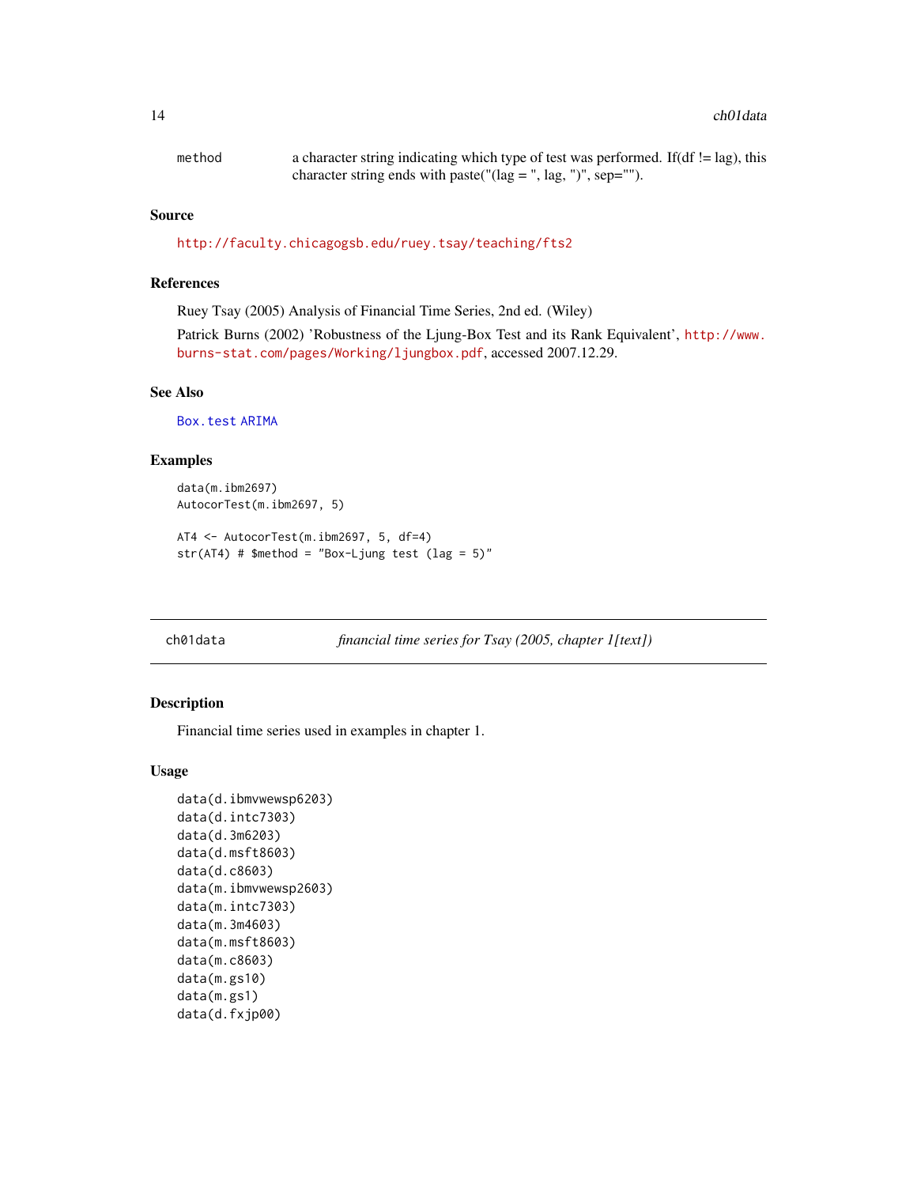method — a character string indicating which type of test was performed. If(df != lag), this character string ends with paste("(lag = ", lag, ")", sep="").

### Source

http://faculty.chicagogsb.edu/ruey.tsay/teaching/fts2

### References

Ruey Tsay (2005) Analysis of Financial Time Series, 2nd ed. (Wiley)

Patrick Burns (2002) 'Robustness of the Ljung-Box Test and its Rank Equivalent', http://www.burns-stat.com/pages/Working/ljungbox.pdf, accessed 2007.12.29.

### See Also

Box.test ARIMA

### Examples

```
data(m.ibm2697)
AutocorTest(m.ibm2697, 5)

AT4 <- AutocorTest(m.ibm2697, 5, df=4)
str(AT4) # $method = "Box-Ljung test (lag = 5)"
```

---

## ch01data — *financial time series for Tsay (2005, chapter 1[text])*

### Description

Financial time series used in examples in chapter 1.

### Usage

```
data(d.ibmvwewsp6203)
data(d.intc7303)
data(d.3m6203)
data(d.msft8603)
data(d.c8603)
data(m.ibmvwewsp2603)
data(m.intc7303)
data(m.3m4603)
data(m.msft8603)
data(m.c8603)
data(m.gs10)
data(m.gs1)
data(d.fxjp00)
```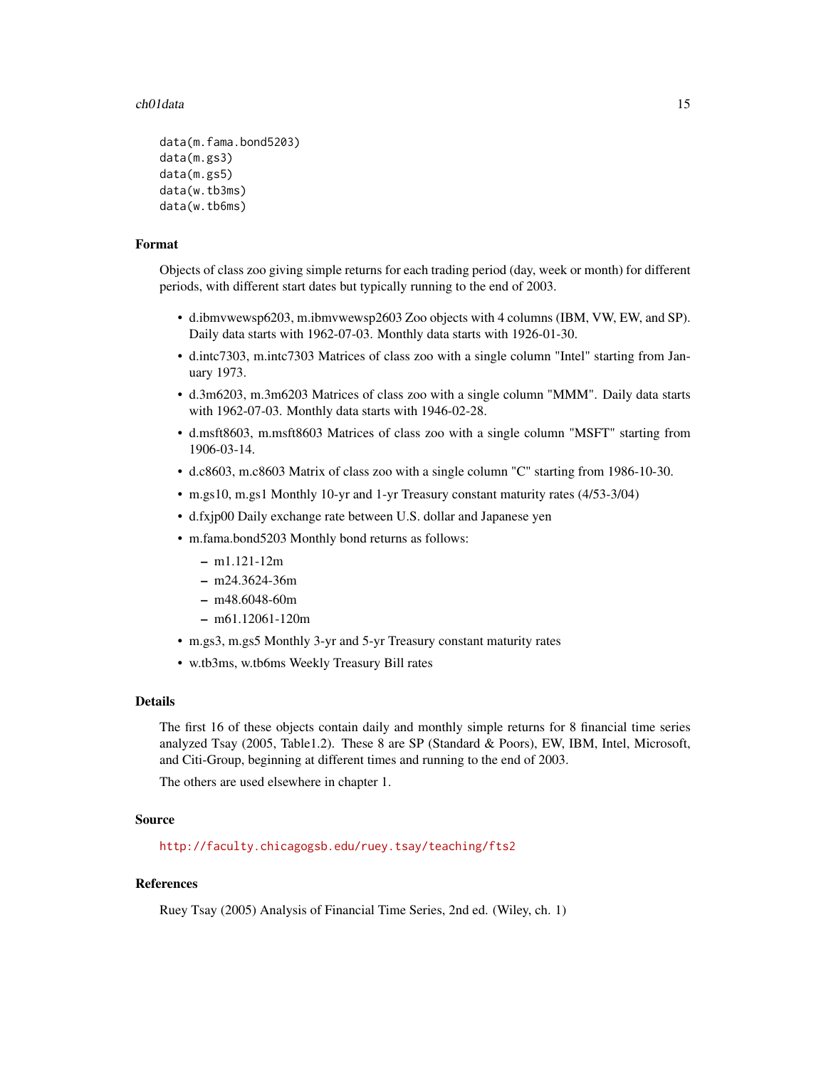```
data(m.fama.bond5203)
data(m.gs3)
data(m.gs5)
data(w.tb3ms)
data(w.tb6ms)
```

## Format

Objects of class zoo giving simple returns for each trading period (day, week or month) for different periods, with different start dates but typically running to the end of 2003.

- d.ibmvwewsp6203, m.ibmvwewsp2603 Zoo objects with 4 columns (IBM, VW, EW, and SP). Daily data starts with 1962-07-03. Monthly data starts with 1926-01-30.
- d.intc7303, m.intc7303 Matrices of class zoo with a single column "Intel" starting from January 1973.
- d.3m6203, m.3m6203 Matrices of class zoo with a single column "MMM". Daily data starts with 1962-07-03. Monthly data starts with 1946-02-28.
- d.msft8603, m.msft8603 Matrices of class zoo with a single column "MSFT" starting from 1906-03-14.
- d.c8603, m.c8603 Matrix of class zoo with a single column "C" starting from 1986-10-30.
- m.gs10, m.gs1 Monthly 10-yr and 1-yr Treasury constant maturity rates (4/53-3/04)
- d.fxjp00 Daily exchange rate between U.S. dollar and Japanese yen
- m.fama.bond5203 Monthly bond returns as follows:
  - m1.121-12m
  - m24.3624-36m
  - m48.6048-60m
  - m61.12061-120m
- m.gs3, m.gs5 Monthly 3-yr and 5-yr Treasury constant maturity rates
- w.tb3ms, w.tb6ms Weekly Treasury Bill rates

## Details

The first 16 of these objects contain daily and monthly simple returns for 8 financial time series analyzed Tsay (2005, Table1.2). These 8 are SP (Standard & Poors), EW, IBM, Intel, Microsoft, and Citi-Group, beginning at different times and running to the end of 2003.

The others are used elsewhere in chapter 1.

## Source

http://faculty.chicagogsb.edu/ruey.tsay/teaching/fts2

## References

Ruey Tsay (2005) Analysis of Financial Time Series, 2nd ed. (Wiley, ch. 1)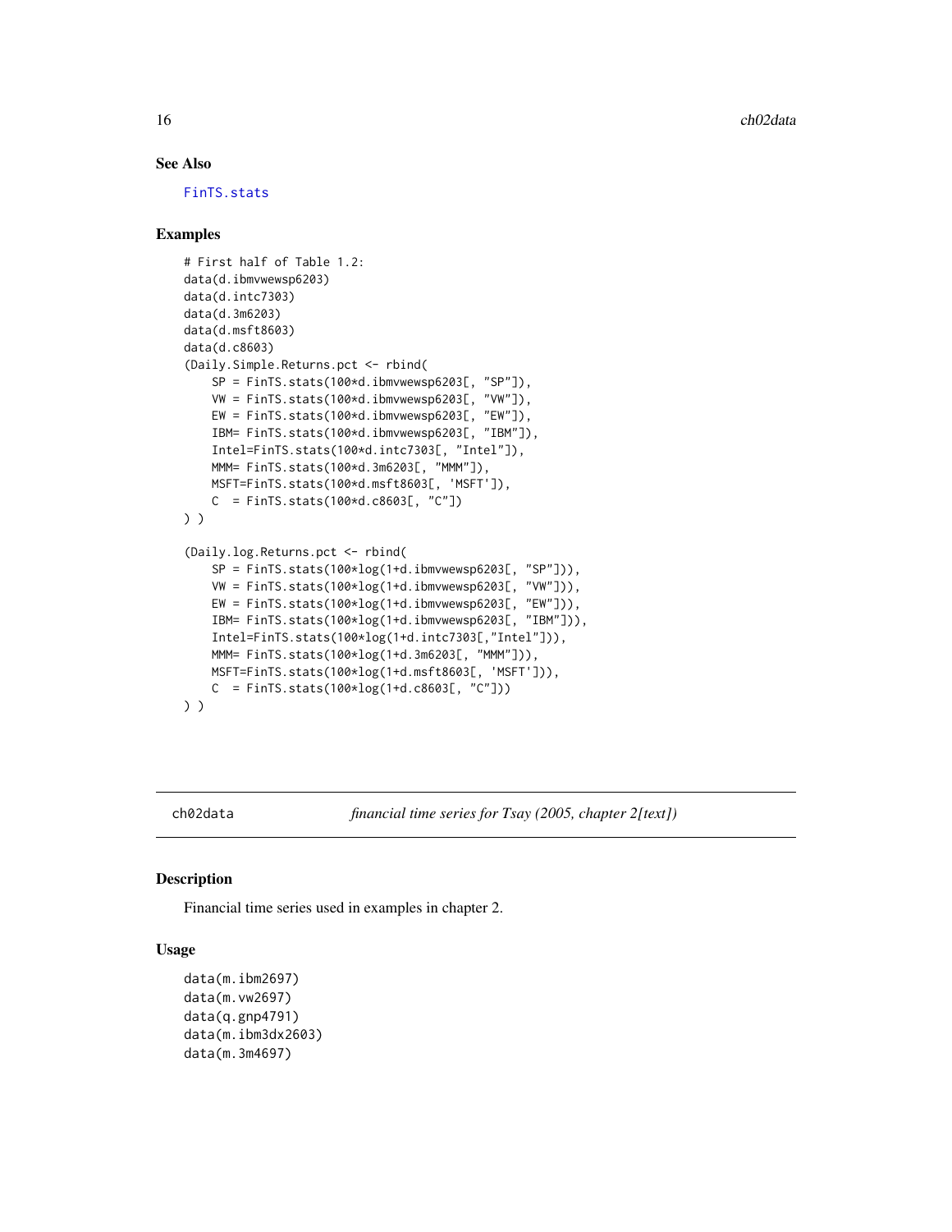### See Also

FinTS.stats

### Examples

```
# First half of Table 1.2:
data(d.ibmvwewsp6203)
data(d.intc7303)
data(d.3m6203)
data(d.msft8603)
data(d.c8603)
(Daily.Simple.Returns.pct <- rbind(
    SP = FinTS.stats(100*d.ibmvwewsp6203[, "SP"]),
    VW = FinTS.stats(100*d.ibmvwewsp6203[, "VW"]),
    EW = FinTS.stats(100*d.ibmvwewsp6203[, "EW"]),
    IBM= FinTS.stats(100*d.ibmvwewsp6203[, "IBM"]),
    Intel=FinTS.stats(100*d.intc7303[, "Intel"]),
    MMM= FinTS.stats(100*d.3m6203[, "MMM"]),
    MSFT=FinTS.stats(100*d.msft8603[, 'MSFT']),
    C  = FinTS.stats(100*d.c8603[, "C"])
) )

(Daily.log.Returns.pct <- rbind(
    SP = FinTS.stats(100*log(1+d.ibmvwewsp6203[, "SP"])),
    VW = FinTS.stats(100*log(1+d.ibmvwewsp6203[, "VW"])),
    EW = FinTS.stats(100*log(1+d.ibmvwewsp6203[, "EW"])),
    IBM= FinTS.stats(100*log(1+d.ibmvwewsp6203[, "IBM"])),
    Intel=FinTS.stats(100*log(1+d.intc7303[,"Intel"])),
    MMM= FinTS.stats(100*log(1+d.3m6203[, "MMM"])),
    MSFT=FinTS.stats(100*log(1+d.msft8603[, 'MSFT'])),
    C  = FinTS.stats(100*log(1+d.c8603[, "C"]))
) )
```

## ch02data — *financial time series for Tsay (2005, chapter 2[text])*

### Description

Financial time series used in examples in chapter 2.

### Usage

```
data(m.ibm2697)
data(m.vw2697)
data(q.gnp4791)
data(m.ibm3dx2603)
data(m.3m4697)
```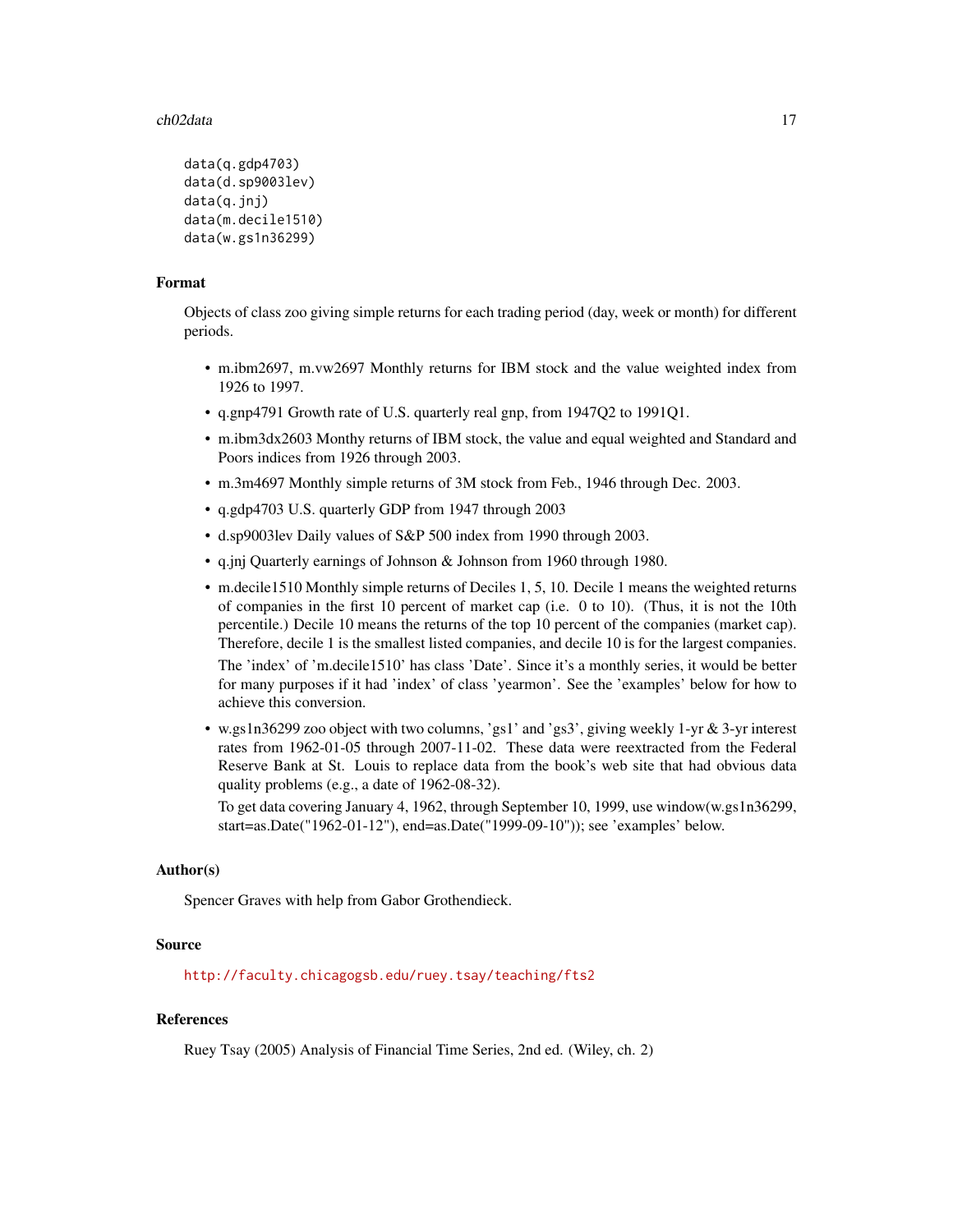```
data(q.gdp4703)
data(d.sp9003lev)
data(q.jnj)
data(m.decile1510)
data(w.gs1n36299)
```

## Format

Objects of class zoo giving simple returns for each trading period (day, week or month) for different periods.

- m.ibm2697, m.vw2697 Monthly returns for IBM stock and the value weighted index from 1926 to 1997.
- q.gnp4791 Growth rate of U.S. quarterly real gnp, from 1947Q2 to 1991Q1.
- m.ibm3dx2603 Monthy returns of IBM stock, the value and equal weighted and Standard and Poors indices from 1926 through 2003.
- m.3m4697 Monthly simple returns of 3M stock from Feb., 1946 through Dec. 2003.
- q.gdp4703 U.S. quarterly GDP from 1947 through 2003
- d.sp9003lev Daily values of S&P 500 index from 1990 through 2003.
- q.jnj Quarterly earnings of Johnson & Johnson from 1960 through 1980.
- m.decile1510 Monthly simple returns of Deciles 1, 5, 10. Decile 1 means the weighted returns of companies in the first 10 percent of market cap (i.e. 0 to 10). (Thus, it is not the 10th percentile.) Decile 10 means the returns of the top 10 percent of the companies (market cap). Therefore, decile 1 is the smallest listed companies, and decile 10 is for the largest companies.

  The 'index' of 'm.decile1510' has class 'Date'. Since it's a monthly series, it would be better for many purposes if it had 'index' of class 'yearmon'. See the 'examples' below for how to achieve this conversion.
- w.gs1n36299 zoo object with two columns, 'gs1' and 'gs3', giving weekly 1-yr & 3-yr interest rates from 1962-01-05 through 2007-11-02. These data were reextracted from the Federal Reserve Bank at St. Louis to replace data from the book's web site that had obvious data quality problems (e.g., a date of 1962-08-32).

  To get data covering January 4, 1962, through September 10, 1999, use window(w.gs1n36299, start=as.Date("1962-01-12"), end=as.Date("1999-09-10")); see 'examples' below.

## Author(s)

Spencer Graves with help from Gabor Grothendieck.

## Source

http://faculty.chicagogsb.edu/ruey.tsay/teaching/fts2

## References

Ruey Tsay (2005) Analysis of Financial Time Series, 2nd ed. (Wiley, ch. 2)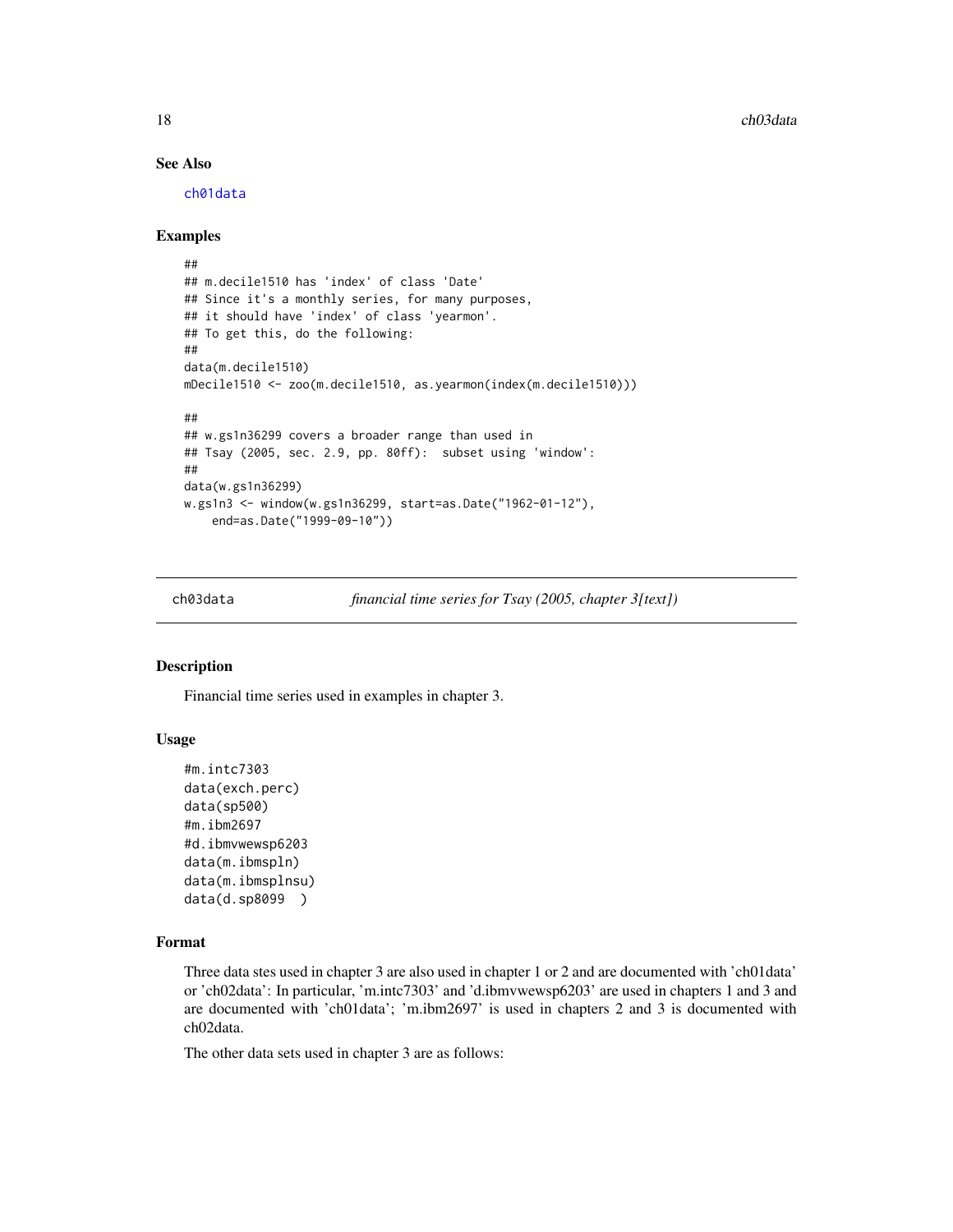### See Also

ch01data

### Examples

```
##
## m.decile1510 has 'index' of class 'Date'
## Since it's a monthly series, for many purposes,
## it should have 'index' of class 'yearmon'.
## To get this, do the following:
##
data(m.decile1510)
mDecile1510 <- zoo(m.decile1510, as.yearmon(index(m.decile1510)))

##
## w.gs1n36299 covers a broader range than used in
## Tsay (2005, sec. 2.9, pp. 80ff):  subset using 'window':
##
data(w.gs1n36299)
w.gs1n3 <- window(w.gs1n36299, start=as.Date("1962-01-12"),
    end=as.Date("1999-09-10"))
```

---

## ch03data *financial time series for Tsay (2005, chapter 3[text])*

### Description

Financial time series used in examples in chapter 3.

### Usage

```
#m.intc7303
data(exch.perc)
data(sp500)
#m.ibm2697
#d.ibmvwewsp6203
data(m.ibmspln)
data(m.ibmsplnsu)
data(d.sp8099  )
```

### Format

Three data stes used in chapter 3 are also used in chapter 1 or 2 and are documented with 'ch01data' or 'ch02data': In particular, 'm.intc7303' and 'd.ibmvwewsp6203' are used in chapters 1 and 3 and are documented with 'ch01data'; 'm.ibm2697' is used in chapters 2 and 3 is documented with ch02data.

The other data sets used in chapter 3 are as follows: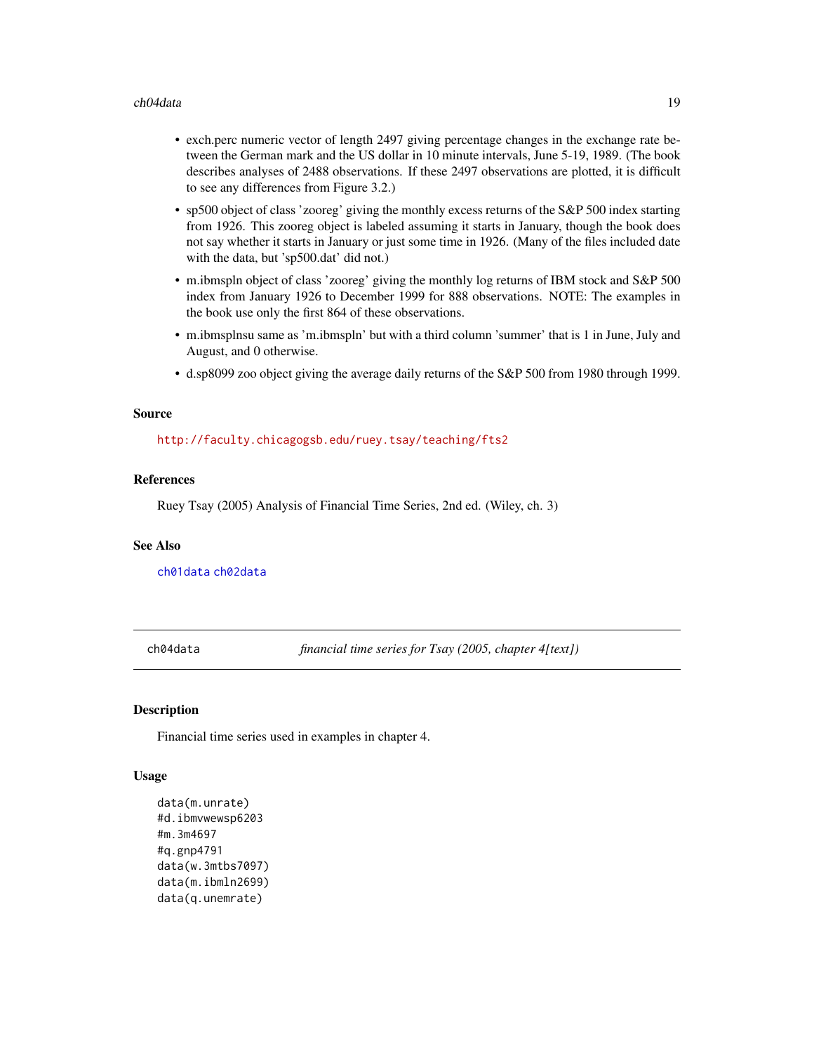- exch.perc numeric vector of length 2497 giving percentage changes in the exchange rate between the German mark and the US dollar in 10 minute intervals, June 5-19, 1989. (The book describes analyses of 2488 observations. If these 2497 observations are plotted, it is difficult to see any differences from Figure 3.2.)
- sp500 object of class 'zooreg' giving the monthly excess returns of the S&P 500 index starting from 1926. This zooreg object is labeled assuming it starts in January, though the book does not say whether it starts in January or just some time in 1926. (Many of the files included date with the data, but 'sp500.dat' did not.)
- m.ibmspln object of class 'zooreg' giving the monthly log returns of IBM stock and S&P 500 index from January 1926 to December 1999 for 888 observations. NOTE: The examples in the book use only the first 864 of these observations.
- m.ibmsplnsu same as 'm.ibmspln' but with a third column 'summer' that is 1 in June, July and August, and 0 otherwise.
- d.sp8099 zoo object giving the average daily returns of the S&P 500 from 1980 through 1999.

### Source

http://faculty.chicagogsb.edu/ruey.tsay/teaching/fts2

### References

Ruey Tsay (2005) Analysis of Financial Time Series, 2nd ed. (Wiley, ch. 3)

### See Also

ch01data ch02data

---

## ch04data *financial time series for Tsay (2005, chapter 4[text])*

### Description

Financial time series used in examples in chapter 4.

### Usage

```
data(m.unrate)
#d.ibmvwewsp6203
#m.3m4697
#q.gnp4791
data(w.3mtbs7097)
data(m.ibmln2699)
data(q.unemrate)
```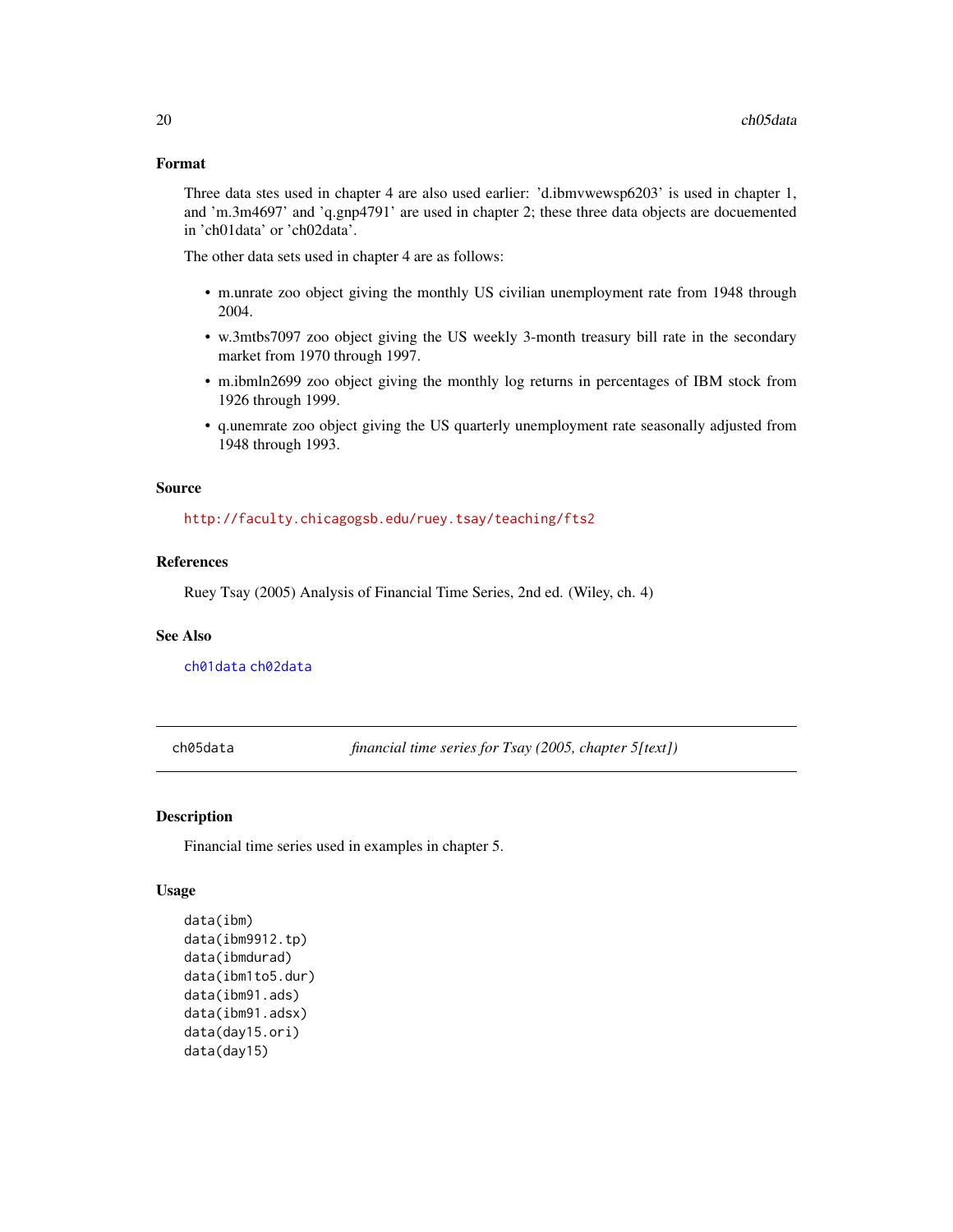### Format

Three data stes used in chapter 4 are also used earlier: 'd.ibmvwewsp6203' is used in chapter 1, and 'm.3m4697' and 'q.gnp4791' are used in chapter 2; these three data objects are docuemented in 'ch01data' or 'ch02data'.

The other data sets used in chapter 4 are as follows:

- m.unrate zoo object giving the monthly US civilian unemployment rate from 1948 through 2004.
- w.3mtbs7097 zoo object giving the US weekly 3-month treasury bill rate in the secondary market from 1970 through 1997.
- m.ibmln2699 zoo object giving the monthly log returns in percentages of IBM stock from 1926 through 1999.
- q.unemrate zoo object giving the US quarterly unemployment rate seasonally adjusted from 1948 through 1993.

### Source

http://faculty.chicagogsb.edu/ruey.tsay/teaching/fts2

### References

Ruey Tsay (2005) Analysis of Financial Time Series, 2nd ed. (Wiley, ch. 4)

### See Also

ch01data ch02data

---

## ch05data *financial time series for Tsay (2005, chapter 5[text])*

### Description

Financial time series used in examples in chapter 5.

### Usage

```
data(ibm)
data(ibm9912.tp)
data(ibmdurad)
data(ibm1to5.dur)
data(ibm91.ads)
data(ibm91.adsx)
data(day15.ori)
data(day15)
```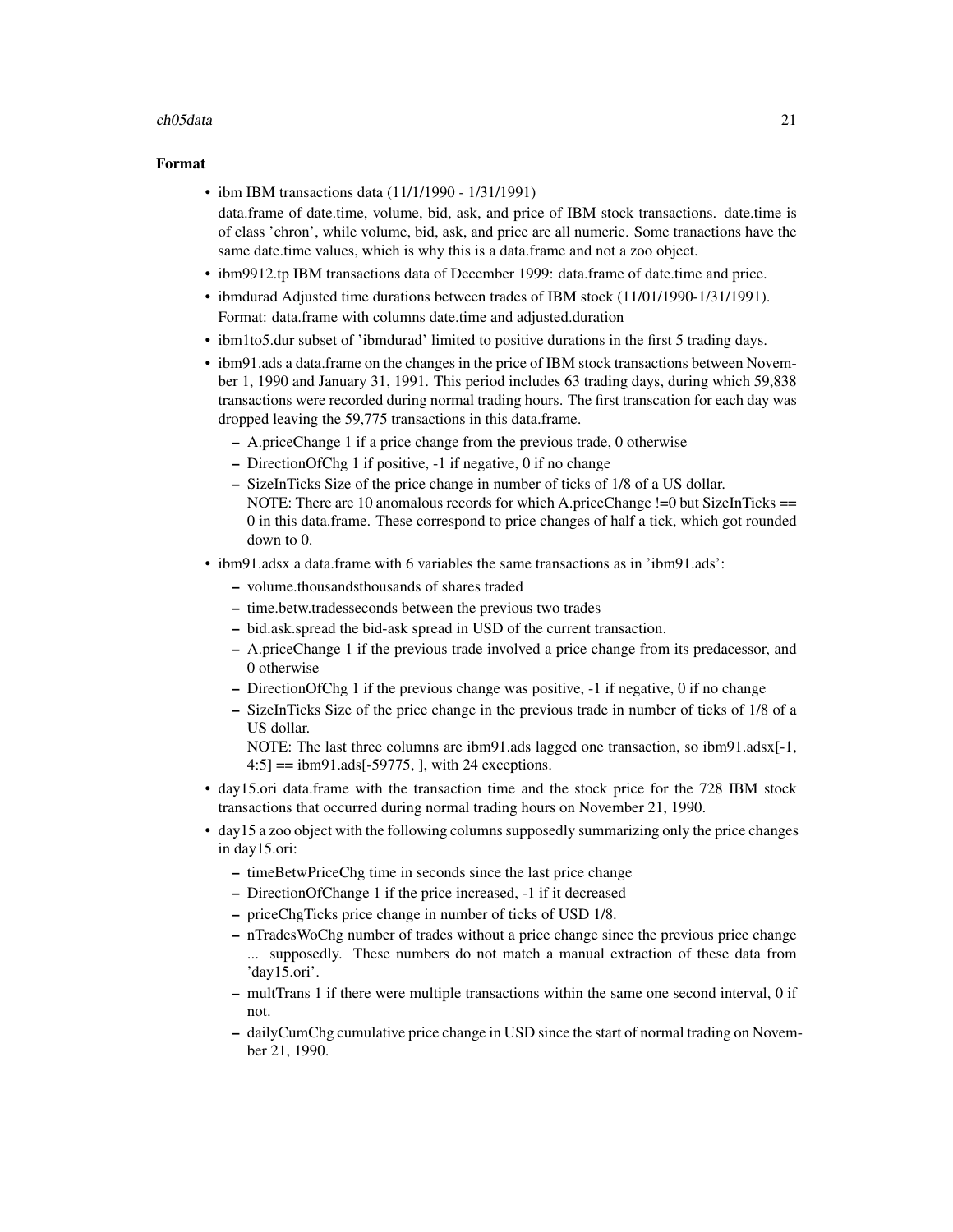## Format

- ibm IBM transactions data (11/1/1990 - 1/31/1991)
  data.frame of date.time, volume, bid, ask, and price of IBM stock transactions. date.time is of class 'chron', while volume, bid, ask, and price are all numeric. Some tranactions have the same date.time values, which is why this is a data.frame and not a zoo object.
- ibm9912.tp IBM transactions data of December 1999: data.frame of date.time and price.
- ibmdurad Adjusted time durations between trades of IBM stock (11/01/1990-1/31/1991). Format: data.frame with columns date.time and adjusted.duration
- ibm1to5.dur subset of 'ibmdurad' limited to positive durations in the first 5 trading days.
- ibm91.ads a data.frame on the changes in the price of IBM stock transactions between November 1, 1990 and January 31, 1991. This period includes 63 trading days, during which 59,838 transactions were recorded during normal trading hours. The first transcation for each day was dropped leaving the 59,775 transactions in this data.frame.
  - A.priceChange 1 if a price change from the previous trade, 0 otherwise
  - DirectionOfChg 1 if positive, -1 if negative, 0 if no change
  - SizeInTicks Size of the price change in number of ticks of 1/8 of a US dollar.
    NOTE: There are 10 anomalous records for which A.priceChange !=0 but SizeInTicks == 0 in this data.frame. These correspond to price changes of half a tick, which got rounded down to 0.
- ibm91.adsx a data.frame with 6 variables the same transactions as in 'ibm91.ads':
  - volume.thousandsthousands of shares traded
  - time.betw.tradesseconds between the previous two trades
  - bid.ask.spread the bid-ask spread in USD of the current transaction.
  - A.priceChange 1 if the previous trade involved a price change from its predacessor, and 0 otherwise
  - DirectionOfChg 1 if the previous change was positive, -1 if negative, 0 if no change
  - SizeInTicks Size of the price change in the previous trade in number of ticks of 1/8 of a US dollar.
    NOTE: The last three columns are ibm91.ads lagged one transaction, so ibm91.adsx[-1, 4:5] == ibm91.ads[-59775, ], with 24 exceptions.
- day15.ori data.frame with the transaction time and the stock price for the 728 IBM stock transactions that occurred during normal trading hours on November 21, 1990.
- day15 a zoo object with the following columns supposedly summarizing only the price changes in day15.ori:
  - timeBetwPriceChg time in seconds since the last price change
  - DirectionOfChange 1 if the price increased, -1 if it decreased
  - priceChgTicks price change in number of ticks of USD 1/8.
  - nTradesWoChg number of trades without a price change since the previous price change ... supposedly. These numbers do not match a manual extraction of these data from 'day15.ori'.
  - multTrans 1 if there were multiple transactions within the same one second interval, 0 if not.
  - dailyCumChg cumulative price change in USD since the start of normal trading on November 21, 1990.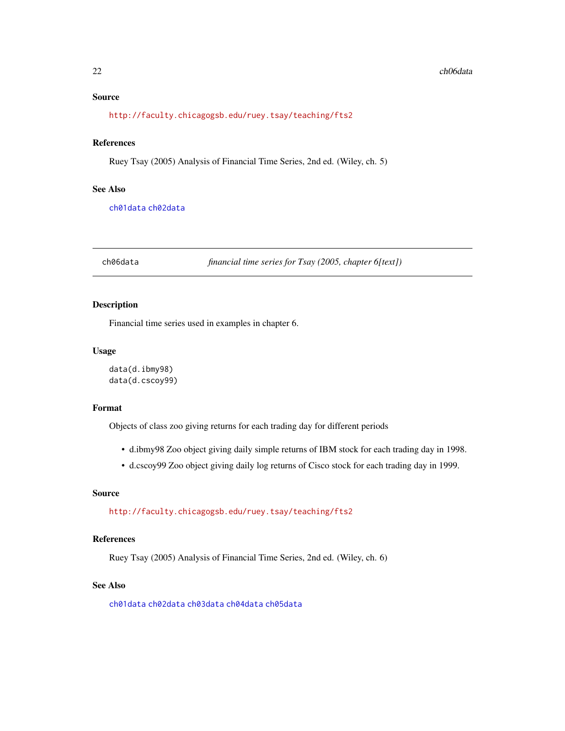### Source

http://faculty.chicagogsb.edu/ruey.tsay/teaching/fts2

### References

Ruey Tsay (2005) Analysis of Financial Time Series, 2nd ed. (Wiley, ch. 5)

### See Also

ch01data ch02data

---

## ch06data — *financial time series for Tsay (2005, chapter 6[text])*

---

### Description

Financial time series used in examples in chapter 6.

### Usage

```
data(d.ibmy98)
data(d.cscoy99)
```

### Format

Objects of class zoo giving returns for each trading day for different periods

- d.ibmy98 Zoo object giving daily simple returns of IBM stock for each trading day in 1998.
- d.cscoy99 Zoo object giving daily log returns of Cisco stock for each trading day in 1999.

### Source

http://faculty.chicagogsb.edu/ruey.tsay/teaching/fts2

### References

Ruey Tsay (2005) Analysis of Financial Time Series, 2nd ed. (Wiley, ch. 6)

### See Also

ch01data ch02data ch03data ch04data ch05data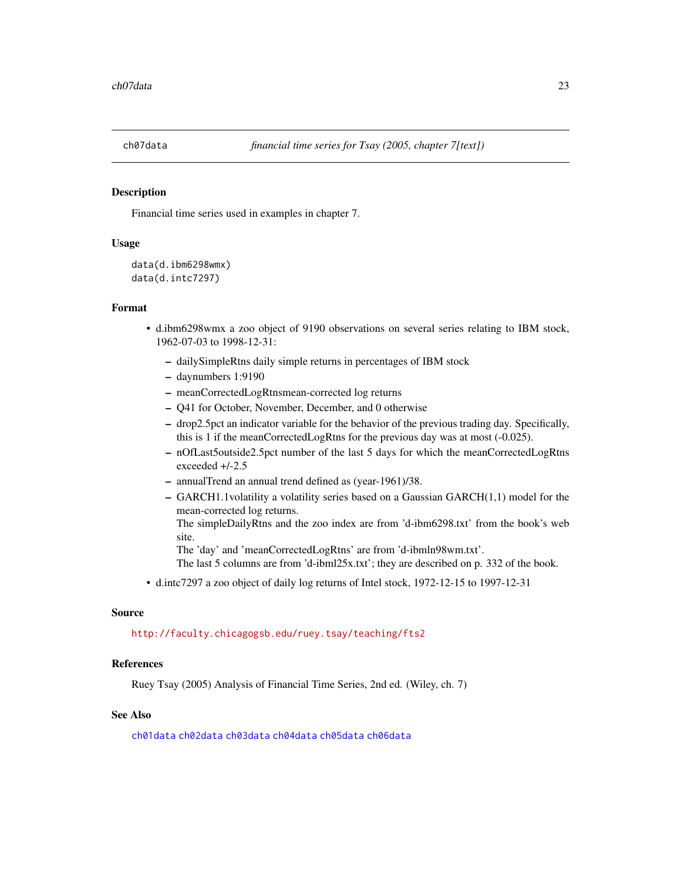ch07data    *financial time series for Tsay (2005, chapter 7[text])*

## Description

Financial time series used in examples in chapter 7.

## Usage

```
data(d.ibm6298wmx)
data(d.intc7297)
```

## Format

- d.ibm6298wmx a zoo object of 9190 observations on several series relating to IBM stock, 1962-07-03 to 1998-12-31:
  - dailySimpleRtns daily simple returns in percentages of IBM stock
  - daynumbers 1:9190
  - meanCorrectedLogRtnsmean-corrected log returns
  - Q41 for October, November, December, and 0 otherwise
  - drop2.5pct an indicator variable for the behavior of the previous trading day. Specifically, this is 1 if the meanCorrectedLogRtns for the previous day was at most (-0.025).
  - nOfLast5outside2.5pct number of the last 5 days for which the meanCorrectedLogRtns exceeded +/-2.5
  - annualTrend an annual trend defined as (year-1961)/38.
  - GARCH1.1volatility a volatility series based on a Gaussian GARCH(1,1) model for the mean-corrected log returns.

    The simpleDailyRtns and the zoo index are from 'd-ibm6298.txt' from the book's web site.

    The 'day' and 'meanCorrectedLogRtns' are from 'd-ibmln98wm.txt'.

    The last 5 columns are from 'd-ibml25x.txt'; they are described on p. 332 of the book.
- d.intc7297 a zoo object of daily log returns of Intel stock, 1972-12-15 to 1997-12-31

## Source

http://faculty.chicagogsb.edu/ruey.tsay/teaching/fts2

## References

Ruey Tsay (2005) Analysis of Financial Time Series, 2nd ed. (Wiley, ch. 7)

## See Also

ch01data ch02data ch03data ch04data ch05data ch06data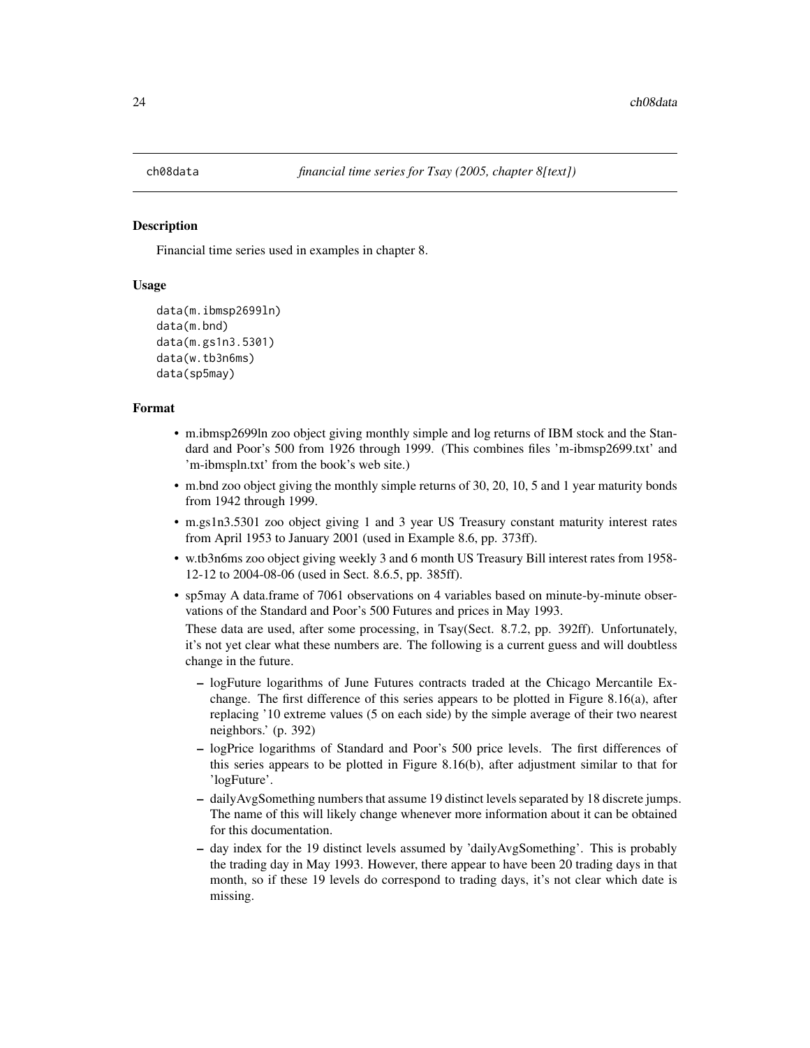## ch08data *financial time series for Tsay (2005, chapter 8[text])*

### Description

Financial time series used in examples in chapter 8.

### Usage

```
data(m.ibmsp2699ln)
data(m.bnd)
data(m.gs1n3.5301)
data(w.tb3n6ms)
data(sp5may)
```

### Format

- m.ibmsp2699ln zoo object giving monthly simple and log returns of IBM stock and the Standard and Poor's 500 from 1926 through 1999. (This combines files 'm-ibmsp2699.txt' and 'm-ibmspln.txt' from the book's web site.)
- m.bnd zoo object giving the monthly simple returns of 30, 20, 10, 5 and 1 year maturity bonds from 1942 through 1999.
- m.gs1n3.5301 zoo object giving 1 and 3 year US Treasury constant maturity interest rates from April 1953 to January 2001 (used in Example 8.6, pp. 373ff).
- w.tb3n6ms zoo object giving weekly 3 and 6 month US Treasury Bill interest rates from 1958-12-12 to 2004-08-06 (used in Sect. 8.6.5, pp. 385ff).
- sp5may A data.frame of 7061 observations on 4 variables based on minute-by-minute observations of the Standard and Poor's 500 Futures and prices in May 1993.

  These data are used, after some processing, in Tsay(Sect. 8.7.2, pp. 392ff). Unfortunately, it's not yet clear what these numbers are. The following is a current guess and will doubtless change in the future.

  – logFuture logarithms of June Futures contracts traded at the Chicago Mercantile Exchange. The first difference of this series appears to be plotted in Figure 8.16(a), after replacing '10 extreme values (5 on each side) by the simple average of their two nearest neighbors.' (p. 392)

  – logPrice logarithms of Standard and Poor's 500 price levels. The first differences of this series appears to be plotted in Figure 8.16(b), after adjustment similar to that for 'logFuture'.

  – dailyAvgSomething numbers that assume 19 distinct levels separated by 18 discrete jumps. The name of this will likely change whenever more information about it can be obtained for this documentation.

  – day index for the 19 distinct levels assumed by 'dailyAvgSomething'. This is probably the trading day in May 1993. However, there appear to have been 20 trading days in that month, so if these 19 levels do correspond to trading days, it's not clear which date is missing.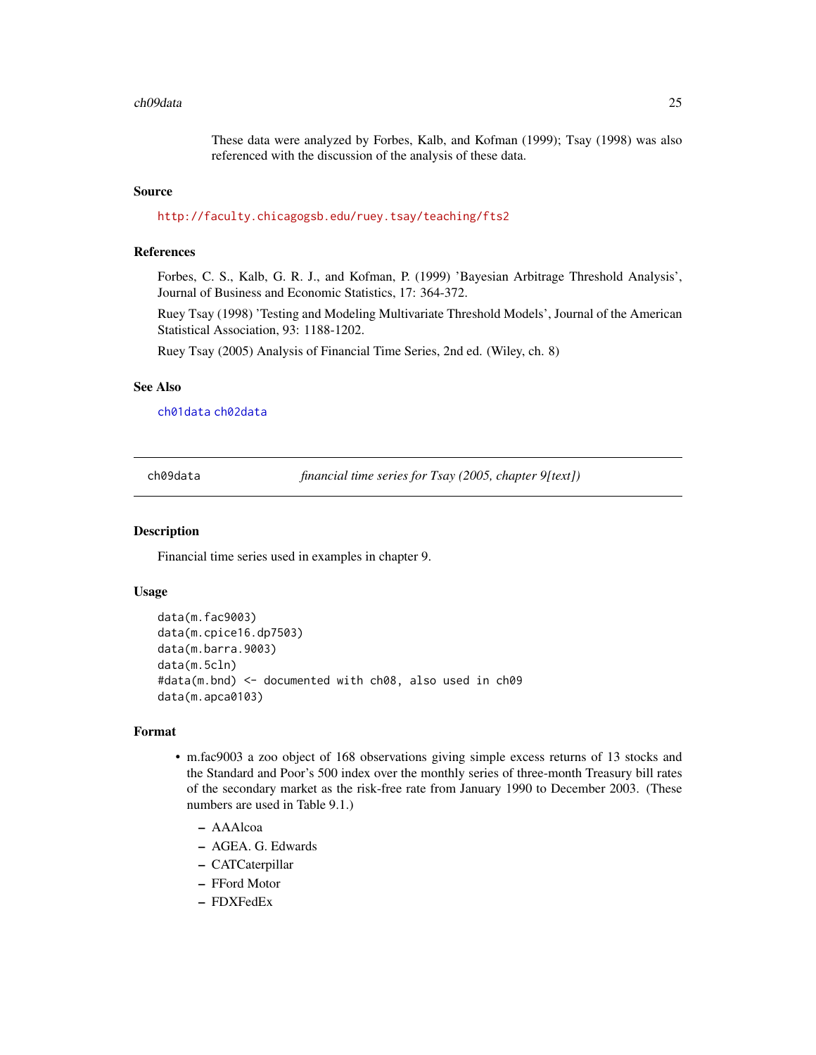These data were analyzed by Forbes, Kalb, and Kofman (1999); Tsay (1998) was also referenced with the discussion of the analysis of these data.

### Source

http://faculty.chicagogsb.edu/ruey.tsay/teaching/fts2

### References

Forbes, C. S., Kalb, G. R. J., and Kofman, P. (1999) 'Bayesian Arbitrage Threshold Analysis', Journal of Business and Economic Statistics, 17: 364-372.

Ruey Tsay (1998) 'Testing and Modeling Multivariate Threshold Models', Journal of the American Statistical Association, 93: 1188-1202.

Ruey Tsay (2005) Analysis of Financial Time Series, 2nd ed. (Wiley, ch. 8)

### See Also

ch01data ch02data

---

## ch09data — *financial time series for Tsay (2005, chapter 9[text])*

### Description

Financial time series used in examples in chapter 9.

### Usage

```
data(m.fac9003)
data(m.cpice16.dp7503)
data(m.barra.9003)
data(m.5cln)
#data(m.bnd) <- documented with ch08, also used in ch09
data(m.apca0103)
```

### Format

- m.fac9003 a zoo object of 168 observations giving simple excess returns of 13 stocks and the Standard and Poor's 500 index over the monthly series of three-month Treasury bill rates of the secondary market as the risk-free rate from January 1990 to December 2003. (These numbers are used in Table 9.1.)
  - AAAlcoa
  - AGEA. G. Edwards
  - CATCaterpillar
  - FFord Motor
  - FDXFedEx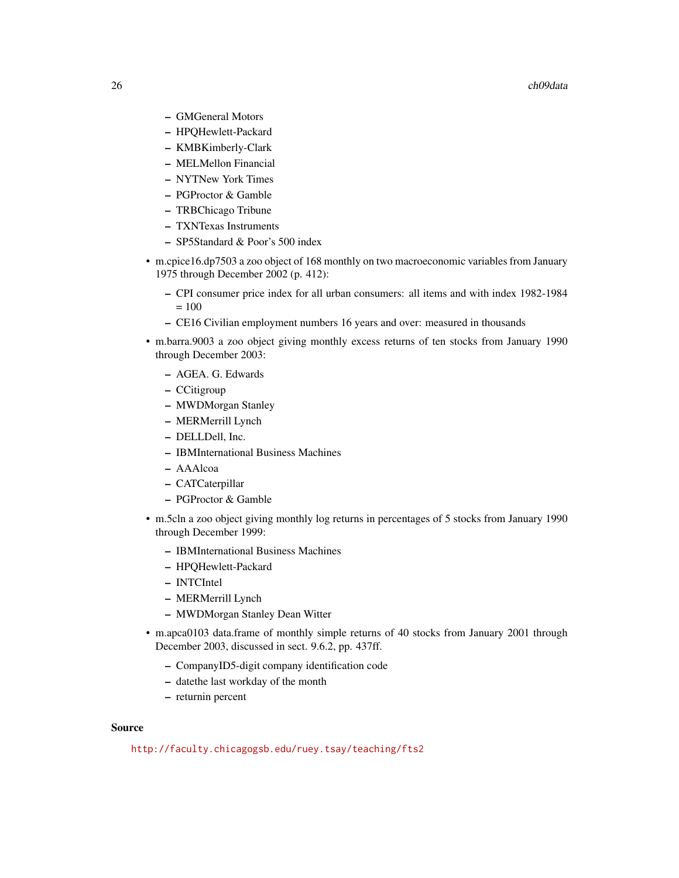- GMGeneral Motors
  - HPQHewlett-Packard
  - KMBKimberly-Clark
  - MELMellon Financial
  - NYTNew York Times
  - PGProctor & Gamble
  - TRBChicago Tribune
  - TXNTexas Instruments
  - SP5Standard & Poor's 500 index

- m.cpice16.dp7503 a zoo object of 168 monthly on two macroeconomic variables from January 1975 through December 2002 (p. 412):
  - CPI consumer price index for all urban consumers: all items and with index 1982-1984 = 100
  - CE16 Civilian employment numbers 16 years and over: measured in thousands

- m.barra.9003 a zoo object giving monthly excess returns of ten stocks from January 1990 through December 2003:
  - AGEA. G. Edwards
  - CCitigroup
  - MWDMorgan Stanley
  - MERMerrill Lynch
  - DELLDell, Inc.
  - IBMInternational Business Machines
  - AAAlcoa
  - CATCaterpillar
  - PGProctor & Gamble

- m.5cln a zoo object giving monthly log returns in percentages of 5 stocks from January 1990 through December 1999:
  - IBMInternational Business Machines
  - HPQHewlett-Packard
  - INTCIntel
  - MERMerrill Lynch
  - MWDMorgan Stanley Dean Witter

- m.apca0103 data.frame of monthly simple returns of 40 stocks from January 2001 through December 2003, discussed in sect. 9.6.2, pp. 437ff.
  - CompanyID5-digit company identification code
  - datethe last workday of the month
  - returnin percent

### Source

http://faculty.chicagogsb.edu/ruey.tsay/teaching/fts2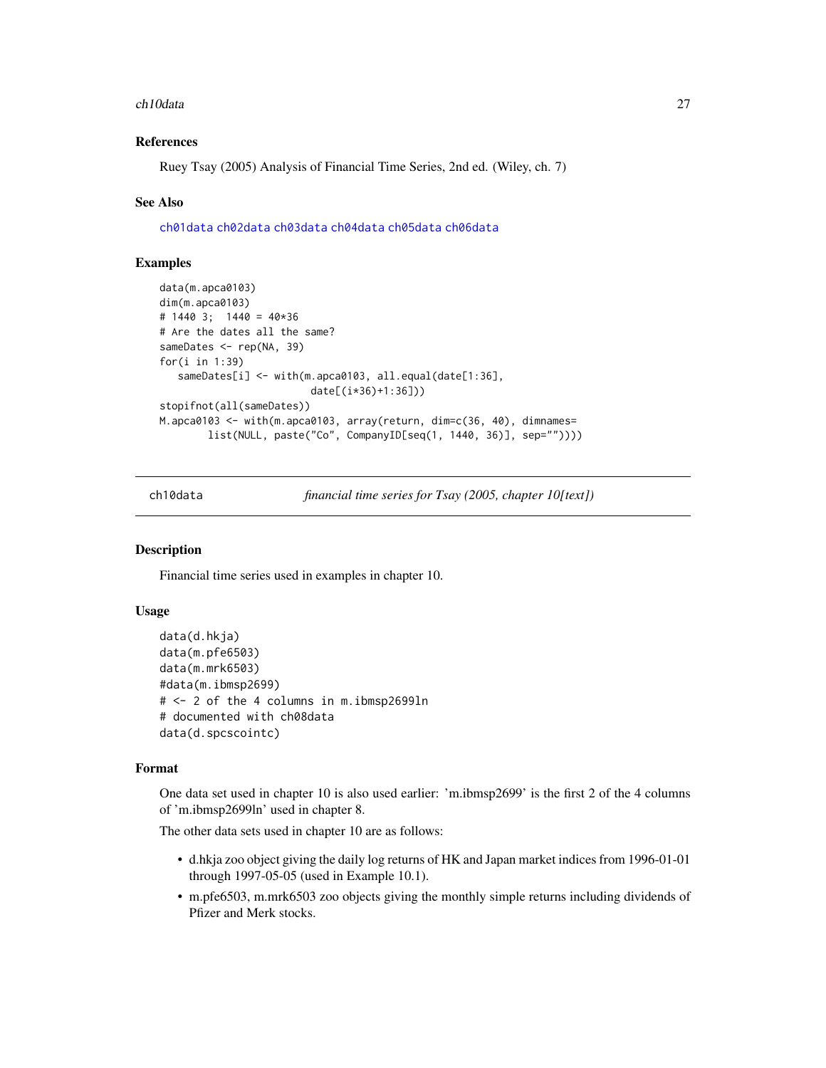### References

Ruey Tsay (2005) Analysis of Financial Time Series, 2nd ed. (Wiley, ch. 7)

### See Also

ch01data ch02data ch03data ch04data ch05data ch06data

### Examples

```
data(m.apca0103)
dim(m.apca0103)
# 1440 3;  1440 = 40*36
# Are the dates all the same?
sameDates <- rep(NA, 39)
for(i in 1:39)
   sameDates[i] <- with(m.apca0103, all.equal(date[1:36],
                        date[(i*36)+1:36]))
stopifnot(all(sameDates))
M.apca0103 <- with(m.apca0103, array(return, dim=c(36, 40), dimnames=
        list(NULL, paste("Co", CompanyID[seq(1, 1440, 36)], sep=""))))
```

---

## ch10data — *financial time series for Tsay (2005, chapter 10[text])*

### Description

Financial time series used in examples in chapter 10.

### Usage

```
data(d.hkja)
data(m.pfe6503)
data(m.mrk6503)
#data(m.ibmsp2699)
# <- 2 of the 4 columns in m.ibmsp2699ln
# documented with ch08data
data(d.spcscointc)
```

### Format

One data set used in chapter 10 is also used earlier: 'm.ibmsp2699' is the first 2 of the 4 columns of 'm.ibmsp2699ln' used in chapter 8.

The other data sets used in chapter 10 are as follows:

- d.hkja zoo object giving the daily log returns of HK and Japan market indices from 1996-01-01 through 1997-05-05 (used in Example 10.1).
- m.pfe6503, m.mrk6503 zoo objects giving the monthly simple returns including dividends of Pfizer and Merk stocks.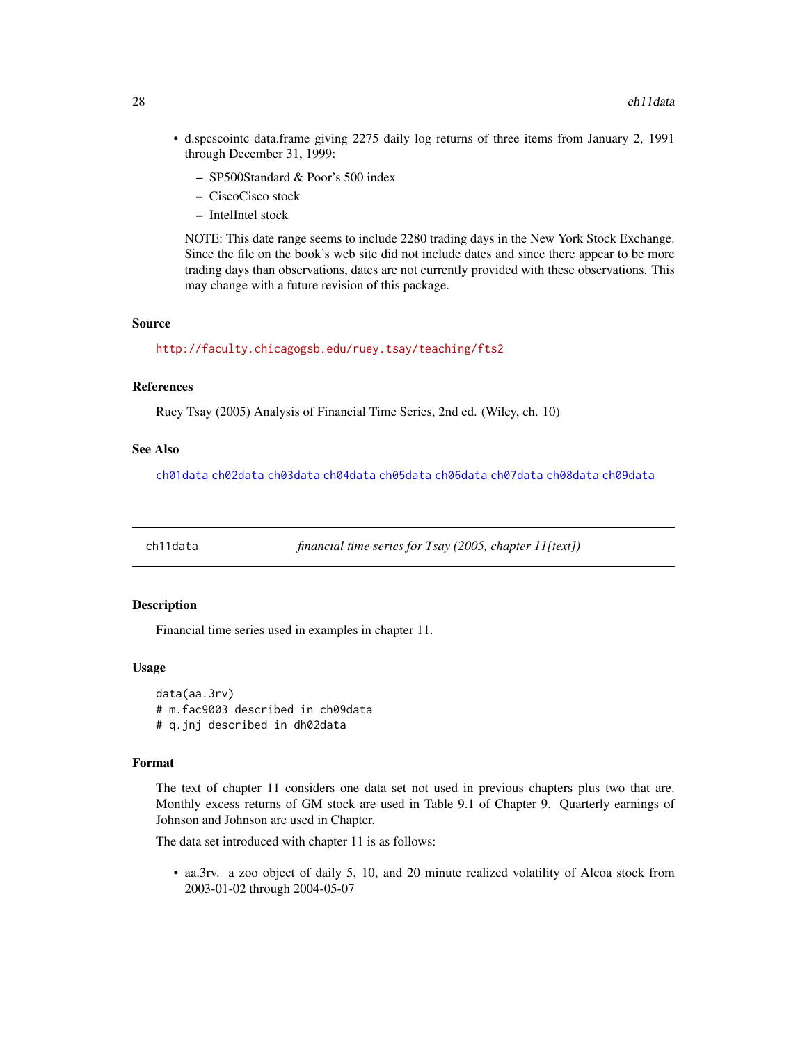- d.spcscointc data.frame giving 2275 daily log returns of three items from January 2, 1991 through December 31, 1999:
  - SP500Standard & Poor's 500 index
  - CiscoCisco stock
  - IntelIntel stock

  NOTE: This date range seems to include 2280 trading days in the New York Stock Exchange. Since the file on the book's web site did not include dates and since there appear to be more trading days than observations, dates are not currently provided with these observations. This may change with a future revision of this package.

### Source

http://faculty.chicagogsb.edu/ruey.tsay/teaching/fts2

### References

Ruey Tsay (2005) Analysis of Financial Time Series, 2nd ed. (Wiley, ch. 10)

### See Also

ch01data ch02data ch03data ch04data ch05data ch06data ch07data ch08data ch09data

---

## ch11data — *financial time series for Tsay (2005, chapter 11[text])*

### Description

Financial time series used in examples in chapter 11.

### Usage

```
data(aa.3rv)
# m.fac9003 described in ch09data
# q.jnj described in dh02data
```

### Format

The text of chapter 11 considers one data set not used in previous chapters plus two that are. Monthly excess returns of GM stock are used in Table 9.1 of Chapter 9. Quarterly earnings of Johnson and Johnson are used in Chapter.

The data set introduced with chapter 11 is as follows:

- aa.3rv. a zoo object of daily 5, 10, and 20 minute realized volatility of Alcoa stock from 2003-01-02 through 2004-05-07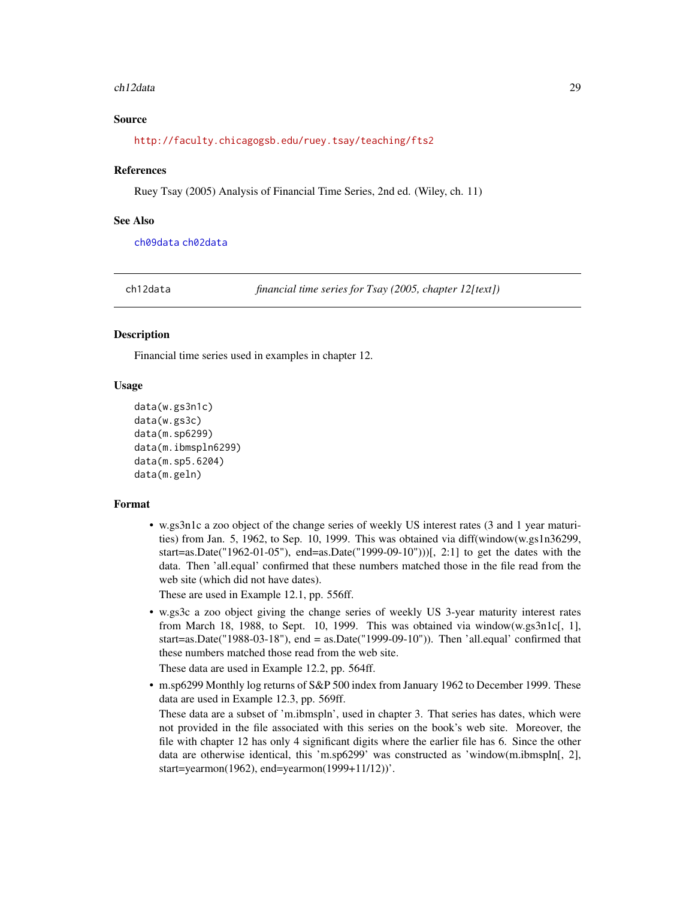### Source

http://faculty.chicagogsb.edu/ruey.tsay/teaching/fts2

### References

Ruey Tsay (2005) Analysis of Financial Time Series, 2nd ed. (Wiley, ch. 11)

### See Also

ch09data ch02data

---

## ch12data — *financial time series for Tsay (2005, chapter 12[text])*

---

### Description

Financial time series used in examples in chapter 12.

### Usage

```
data(w.gs3n1c)
data(w.gs3c)
data(m.sp6299)
data(m.ibmspln6299)
data(m.sp5.6204)
data(m.geln)
```

### Format

- w.gs3n1c a zoo object of the change series of weekly US interest rates (3 and 1 year maturities) from Jan. 5, 1962, to Sep. 10, 1999. This was obtained via diff(window(w.gs1n36299, start=as.Date("1962-01-05"), end=as.Date("1999-09-10")))[, 2:1] to get the dates with the data. Then 'all.equal' confirmed that these numbers matched those in the file read from the web site (which did not have dates).

  These are used in Example 12.1, pp. 556ff.

- w.gs3c a zoo object giving the change series of weekly US 3-year maturity interest rates from March 18, 1988, to Sept. 10, 1999. This was obtained via window(w.gs3n1c[, 1], start=as.Date("1988-03-18"), end = as.Date("1999-09-10")). Then 'all.equal' confirmed that these numbers matched those read from the web site.

  These data are used in Example 12.2, pp. 564ff.

- m.sp6299 Monthly log returns of S&P 500 index from January 1962 to December 1999. These data are used in Example 12.3, pp. 569ff.

  These data are a subset of 'm.ibmspln', used in chapter 3. That series has dates, which were not provided in the file associated with this series on the book's web site. Moreover, the file with chapter 12 has only 4 significant digits where the earlier file has 6. Since the other data are otherwise identical, this 'm.sp6299' was constructed as 'window(m.ibmspln[, 2], start=yearmon(1962), end=yearmon(1999+11/12))'.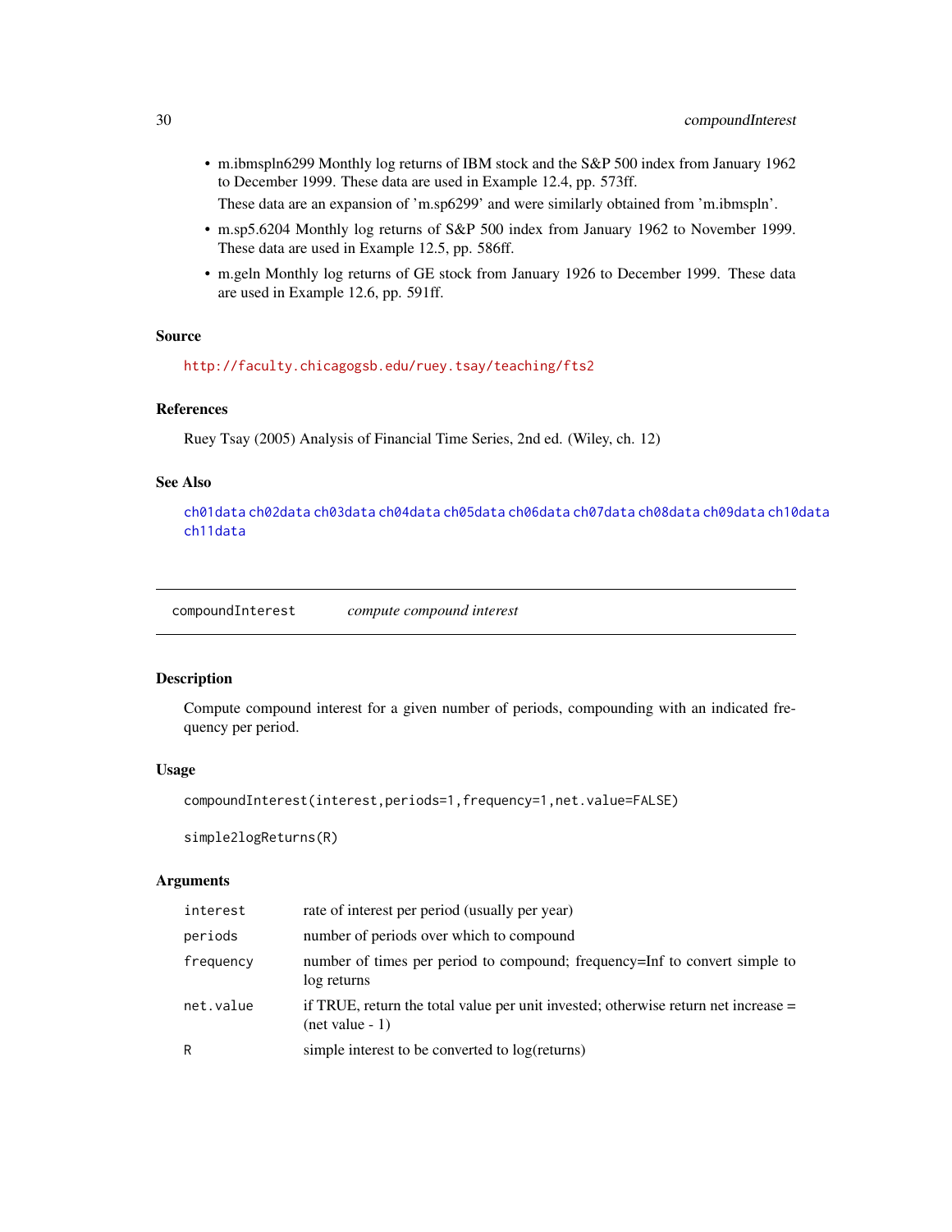- m.ibmspln6299 Monthly log returns of IBM stock and the S&P 500 index from January 1962 to December 1999. These data are used in Example 12.4, pp. 573ff.

  These data are an expansion of 'm.sp6299' and were similarly obtained from 'm.ibmspln'.
- m.sp5.6204 Monthly log returns of S&P 500 index from January 1962 to November 1999. These data are used in Example 12.5, pp. 586ff.
- m.geln Monthly log returns of GE stock from January 1926 to December 1999. These data are used in Example 12.6, pp. 591ff.

### Source

http://faculty.chicagogsb.edu/ruey.tsay/teaching/fts2

### References

Ruey Tsay (2005) Analysis of Financial Time Series, 2nd ed. (Wiley, ch. 12)

### See Also

ch01data ch02data ch03data ch04data ch05data ch06data ch07data ch08data ch09data ch10data ch11data

---

## compoundInterest *compute compound interest*

### Description

Compute compound interest for a given number of periods, compounding with an indicated frequency per period.

### Usage

```
compoundInterest(interest,periods=1,frequency=1,net.value=FALSE)

simple2logReturns(R)
```

### Arguments

| | |
|---|---|
| interest | rate of interest per period (usually per year) |
| periods | number of periods over which to compound |
| frequency | number of times per period to compound; frequency=Inf to convert simple to log returns |
| net.value | if TRUE, return the total value per unit invested; otherwise return net increase = (net value - 1) |
| R | simple interest to be converted to log(returns) |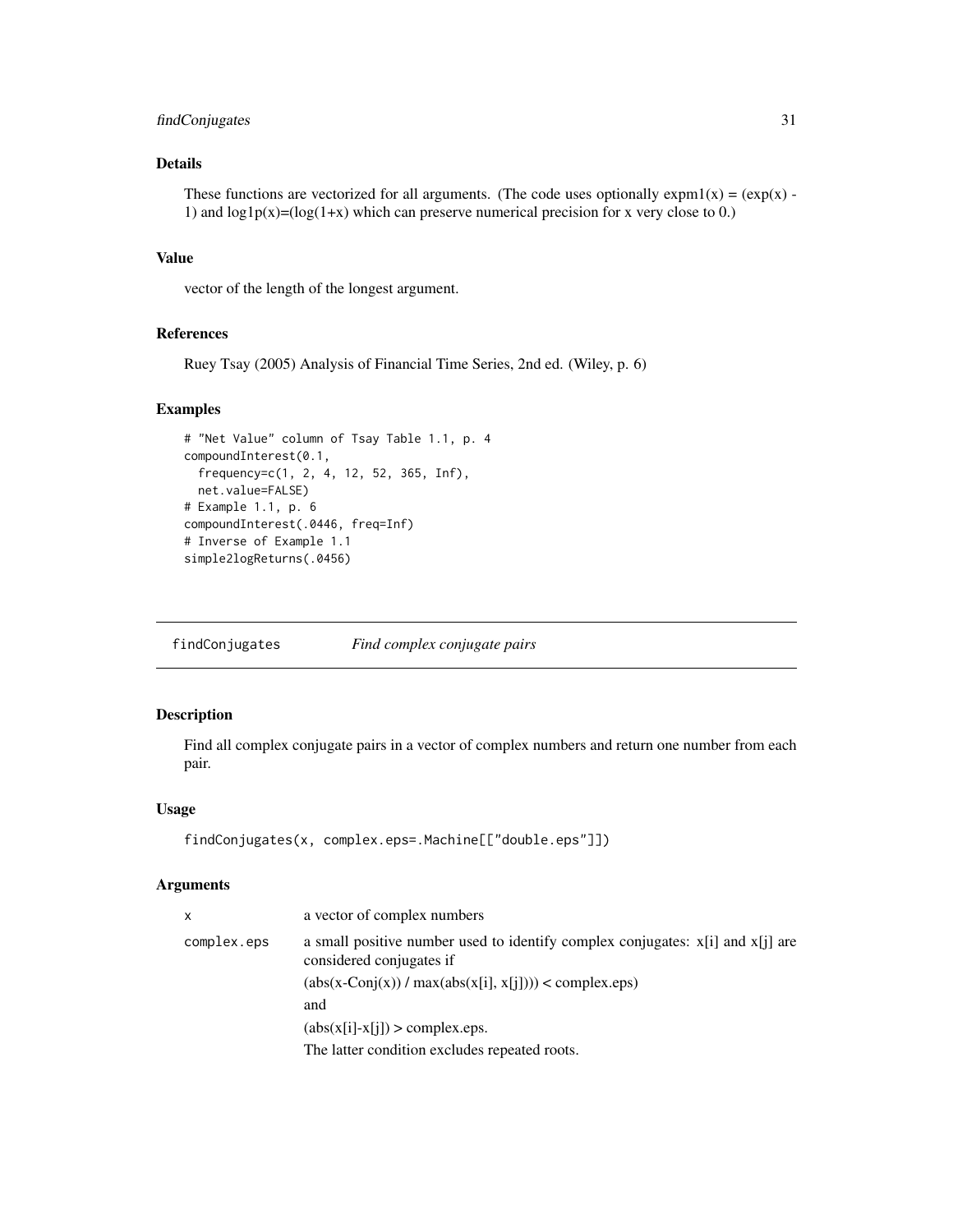## Details

These functions are vectorized for all arguments. (The code uses optionally expm1(x) = (exp(x) - 1) and log1p(x)=(log(1+x) which can preserve numerical precision for x very close to 0.)

## Value

vector of the length of the longest argument.

## References

Ruey Tsay (2005) Analysis of Financial Time Series, 2nd ed. (Wiley, p. 6)

## Examples

```
# "Net Value" column of Tsay Table 1.1, p. 4
compoundInterest(0.1,
  frequency=c(1, 2, 4, 12, 52, 365, Inf),
  net.value=FALSE)
# Example 1.1, p. 6
compoundInterest(.0446, freq=Inf)
# Inverse of Example 1.1
simple2logReturns(.0456)
```

---

# findConjugates — *Find complex conjugate pairs*

## Description

Find all complex conjugate pairs in a vector of complex numbers and return one number from each pair.

## Usage

```
findConjugates(x, complex.eps=.Machine[["double.eps"]])
```

## Arguments

| | |
|---|---|
| x | a vector of complex numbers |
| complex.eps | a small positive number used to identify complex conjugates: x[i] and x[j] are considered conjugates if<br>(abs(x-Conj(x)) / max(abs(x[i], x[j]))) < complex.eps)<br>and<br>(abs(x[i]-x[j]) > complex.eps.<br>The latter condition excludes repeated roots. |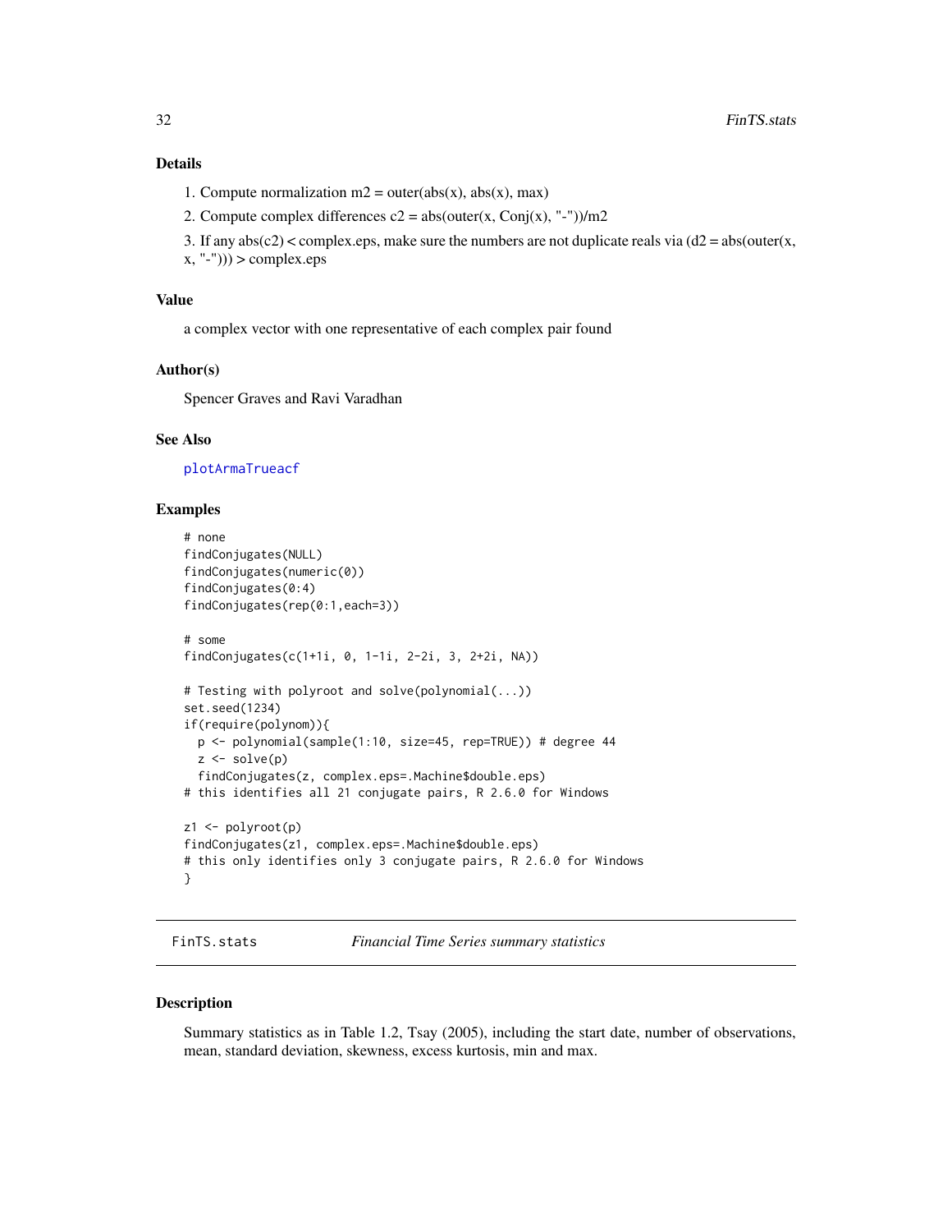### Details

1. Compute normalization m2 = outer(abs(x), abs(x), max)
2. Compute complex differences c2 = abs(outer(x, Conj(x), "-"))/m2
3. If any abs(c2) < complex.eps, make sure the numbers are not duplicate reals via (d2 = abs(outer(x, x, "-"))) > complex.eps

### Value

a complex vector with one representative of each complex pair found

### Author(s)

Spencer Graves and Ravi Varadhan

### See Also

plotArmaTrueacf

### Examples

```
# none
findConjugates(NULL)
findConjugates(numeric(0))
findConjugates(0:4)
findConjugates(rep(0:1,each=3))

# some
findConjugates(c(1+1i, 0, 1-1i, 2-2i, 3, 2+2i, NA))

# Testing with polyroot and solve(polynomial(...))
set.seed(1234)
if(require(polynom)){
  p <- polynomial(sample(1:10, size=45, rep=TRUE)) # degree 44
  z <- solve(p)
  findConjugates(z, complex.eps=.Machine$double.eps)
# this identifies all 21 conjugate pairs, R 2.6.0 for Windows

z1 <- polyroot(p)
findConjugates(z1, complex.eps=.Machine$double.eps)
# this only identifies only 3 conjugate pairs, R 2.6.0 for Windows
}
```

---

## FinTS.stats — *Financial Time Series summary statistics*

### Description

Summary statistics as in Table 1.2, Tsay (2005), including the start date, number of observations, mean, standard deviation, skewness, excess kurtosis, min and max.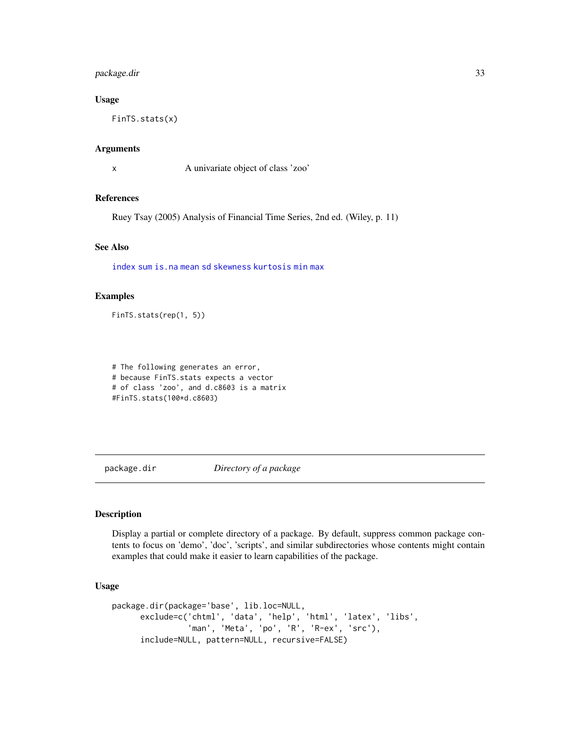### Usage

```
FinTS.stats(x)
```

### Arguments

| | |
|---|---|
| x | A univariate object of class 'zoo' |

### References

Ruey Tsay (2005) Analysis of Financial Time Series, 2nd ed. (Wiley, p. 11)

### See Also

index sum is.na mean sd skewness kurtosis min max

### Examples

```
FinTS.stats(rep(1, 5))



# The following generates an error,
# because FinTS.stats expects a vector
# of class 'zoo', and d.c8603 is a matrix
#FinTS.stats(100*d.c8603)
```

---

## package.dir &nbsp;&nbsp;&nbsp;&nbsp; *Directory of a package*

### Description

Display a partial or complete directory of a package. By default, suppress common package contents to focus on 'demo', 'doc', 'scripts', and similar subdirectories whose contents might contain examples that could make it easier to learn capabilities of the package.

### Usage

```
package.dir(package='base', lib.loc=NULL,
      exclude=c('chtml', 'data', 'help', 'html', 'latex', 'libs',
                'man', 'Meta', 'po', 'R', 'R-ex', 'src'),
      include=NULL, pattern=NULL, recursive=FALSE)
```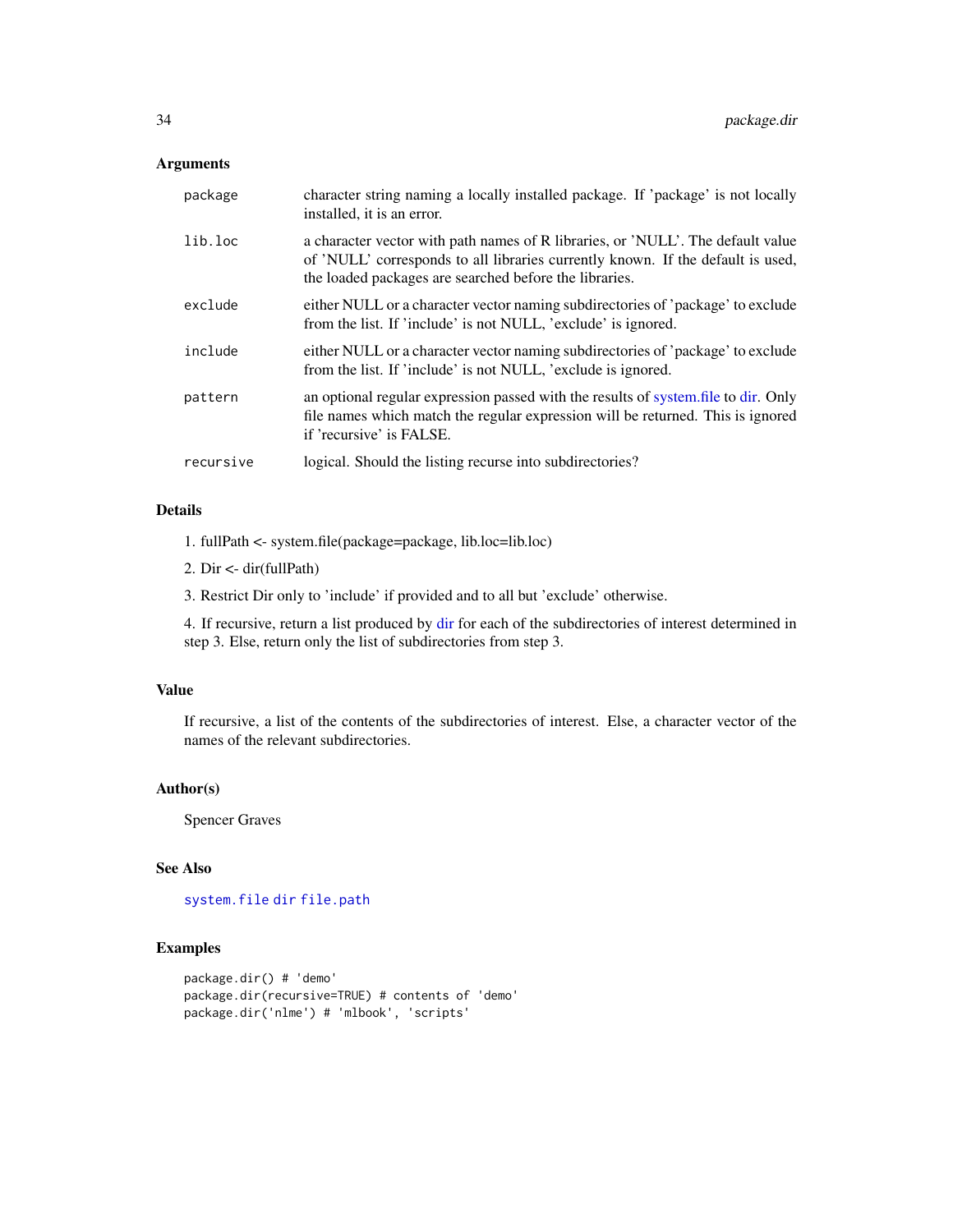### Arguments

| | |
|---|---|
| `package` | character string naming a locally installed package. If 'package' is not locally installed, it is an error. |
| `lib.loc` | a character vector with path names of R libraries, or 'NULL'. The default value of 'NULL' corresponds to all libraries currently known. If the default is used, the loaded packages are searched before the libraries. |
| `exclude` | either NULL or a character vector naming subdirectories of 'package' to exclude from the list. If 'include' is not NULL, 'exclude' is ignored. |
| `include` | either NULL or a character vector naming subdirectories of 'package' to exclude from the list. If 'include' is not NULL, 'exclude is ignored. |
| `pattern` | an optional regular expression passed with the results of system.file to dir. Only file names which match the regular expression will be returned. This is ignored if 'recursive' is FALSE. |
| `recursive` | logical. Should the listing recurse into subdirectories? |

### Details

1. fullPath <- system.file(package=package, lib.loc=lib.loc)

2. Dir <- dir(fullPath)

3. Restrict Dir only to 'include' if provided and to all but 'exclude' otherwise.

4. If recursive, return a list produced by dir for each of the subdirectories of interest determined in step 3. Else, return only the list of subdirectories from step 3.

### Value

If recursive, a list of the contents of the subdirectories of interest. Else, a character vector of the names of the relevant subdirectories.

### Author(s)

Spencer Graves

### See Also

`system.file` `dir` `file.path`

### Examples

```
package.dir() # 'demo'
package.dir(recursive=TRUE) # contents of 'demo'
package.dir('nlme') # 'mlbook', 'scripts'
```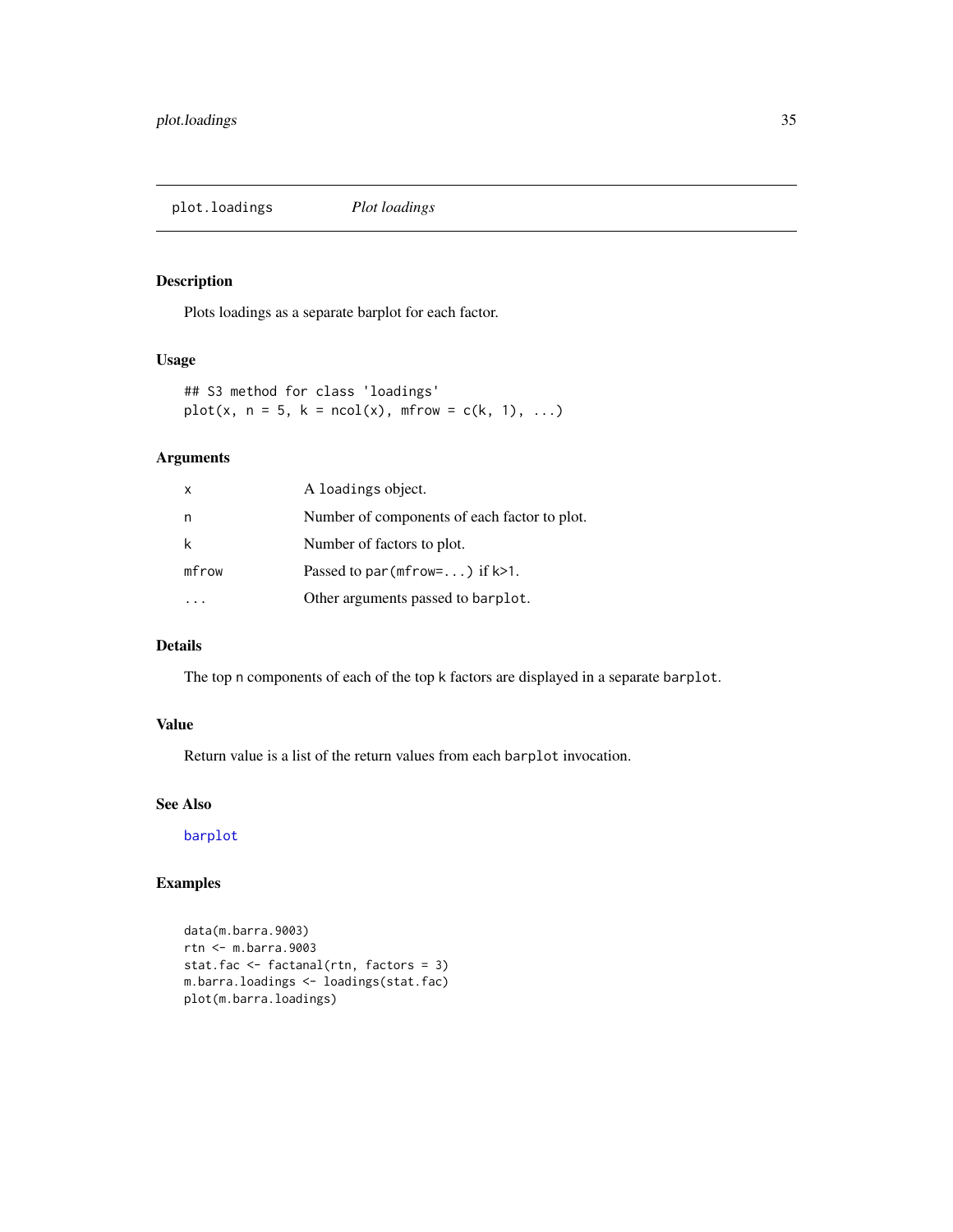# plot.loadings *Plot loadings*

## Description

Plots loadings as a separate barplot for each factor.

## Usage

```
## S3 method for class 'loadings'
plot(x, n = 5, k = ncol(x), mfrow = c(k, 1), ...)
```

## Arguments

| | |
|---|---|
| x | A loadings object. |
| n | Number of components of each factor to plot. |
| k | Number of factors to plot. |
| mfrow | Passed to par(mfrow=...) if k>1. |
| ... | Other arguments passed to barplot. |

## Details

The top n components of each of the top k factors are displayed in a separate barplot.

## Value

Return value is a list of the return values from each barplot invocation.

## See Also

barplot

## Examples

```
data(m.barra.9003)
rtn <- m.barra.9003
stat.fac <- factanal(rtn, factors = 3)
m.barra.loadings <- loadings(stat.fac)
plot(m.barra.loadings)
```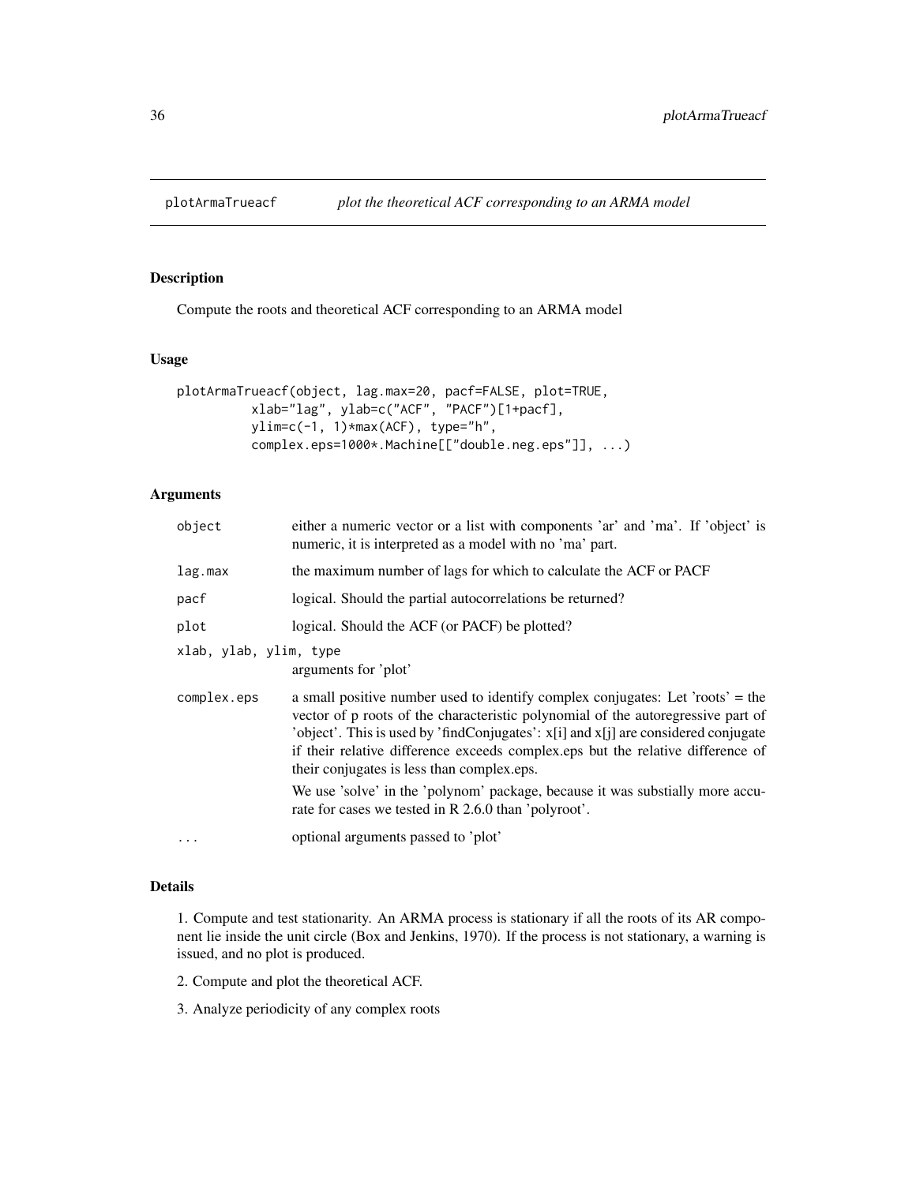plotArmaTrueacf *plot the theoretical ACF corresponding to an ARMA model*

## Description

Compute the roots and theoretical ACF corresponding to an ARMA model

## Usage

```
plotArmaTrueacf(object, lag.max=20, pacf=FALSE, plot=TRUE,
          xlab="lag", ylab=c("ACF", "PACF")[1+pacf],
          ylim=c(-1, 1)*max(ACF), type="h",
          complex.eps=1000*.Machine[["double.neg.eps"]], ...)
```

## Arguments

| | |
|---|---|
| object | either a numeric vector or a list with components 'ar' and 'ma'. If 'object' is numeric, it is interpreted as a model with no 'ma' part. |
| lag.max | the maximum number of lags for which to calculate the ACF or PACF |
| pacf | logical. Should the partial autocorrelations be returned? |
| plot | logical. Should the ACF (or PACF) be plotted? |
| xlab, ylab, ylim, type | arguments for 'plot' |
| complex.eps | a small positive number used to identify complex conjugates: Let 'roots' = the vector of p roots of the characteristic polynomial of the autoregressive part of 'object'. This is used by 'findConjugates': x[i] and x[j] are considered conjugate if their relative difference exceeds complex.eps but the relative difference of their conjugates is less than complex.eps. We use 'solve' in the 'polynom' package, because it was substially more accurate for cases we tested in R 2.6.0 than 'polyroot'. |
| ... | optional arguments passed to 'plot' |

## Details

1. Compute and test stationarity. An ARMA process is stationary if all the roots of its AR component lie inside the unit circle (Box and Jenkins, 1970). If the process is not stationary, a warning is issued, and no plot is produced.

2. Compute and plot the theoretical ACF.

3. Analyze periodicity of any complex roots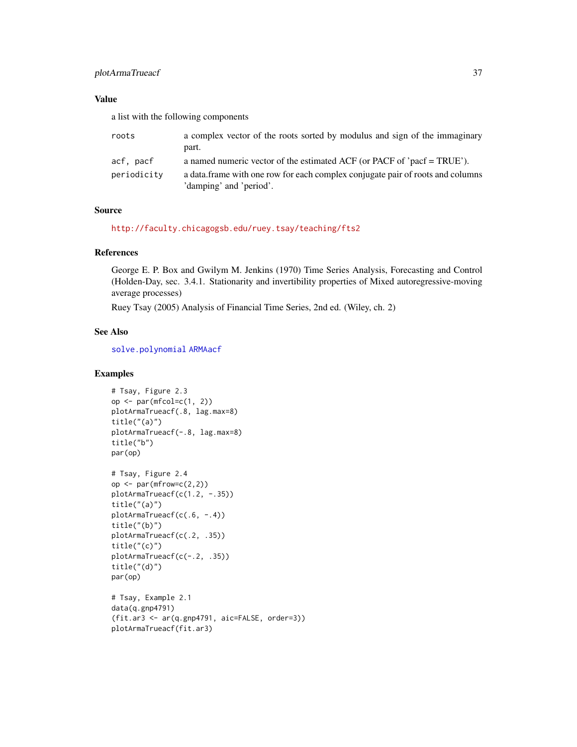## Value

a list with the following components

| | |
|---|---|
| `roots` | a complex vector of the roots sorted by modulus and sign of the immaginary part. |
| `acf, pacf` | a named numeric vector of the estimated ACF (or PACF of 'pacf = TRUE'). |
| `periodicity` | a data.frame with one row for each complex conjugate pair of roots and columns 'damping' and 'period'. |

## Source

http://faculty.chicagogsb.edu/ruey.tsay/teaching/fts2

## References

George E. P. Box and Gwilym M. Jenkins (1970) Time Series Analysis, Forecasting and Control (Holden-Day, sec. 3.4.1. Stationarity and invertibility properties of Mixed autoregressive-moving average processes)

Ruey Tsay (2005) Analysis of Financial Time Series, 2nd ed. (Wiley, ch. 2)

## See Also

`solve.polynomial` `ARMAacf`

## Examples

```
# Tsay, Figure 2.3
op <- par(mfcol=c(1, 2))
plotArmaTrueacf(.8, lag.max=8)
title("(a)")
plotArmaTrueacf(-.8, lag.max=8)
title("b")
par(op)

# Tsay, Figure 2.4
op <- par(mfrow=c(2,2))
plotArmaTrueacf(c(1.2, -.35))
title("(a)")
plotArmaTrueacf(c(.6, -.4))
title("(b)")
plotArmaTrueacf(c(.2, .35))
title("(c)")
plotArmaTrueacf(c(-.2, .35))
title("(d)")
par(op)

# Tsay, Example 2.1
data(q.gnp4791)
(fit.ar3 <- ar(q.gnp4791, aic=FALSE, order=3))
plotArmaTrueacf(fit.ar3)
```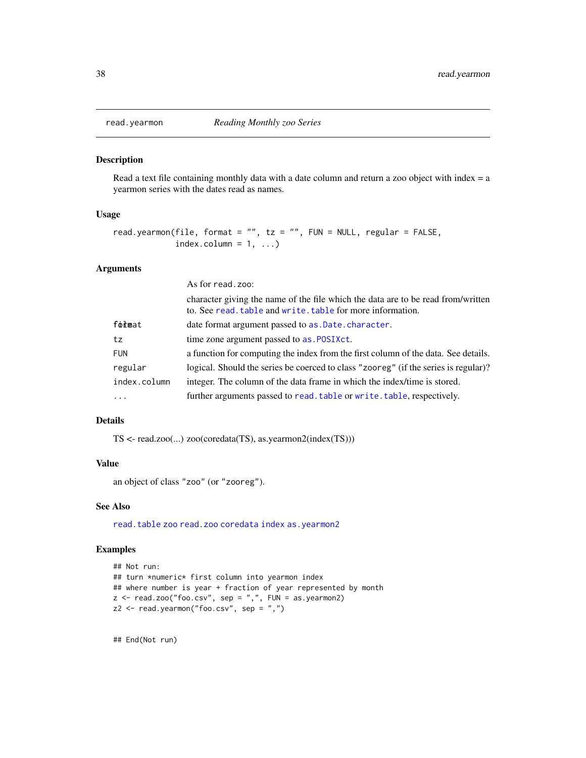read.yearmon *Reading Monthly zoo Series*

### Description

Read a text file containing monthly data with a date column and return a zoo object with index = a yearmon series with the dates read as names.

### Usage

```
read.yearmon(file, format = "", tz = "", FUN = NULL, regular = FALSE,
          index.column = 1, ...)
```

### Arguments

| | |
|---|---|
| | As for `read.zoo`: |
| file | character giving the name of the file which the data are to be read from/written to. See `read.table` and `write.table` for more information. |
| format | date format argument passed to `as.Date.character`. |
| tz | time zone argument passed to `as.POSIXct`. |
| FUN | a function for computing the index from the first column of the data. See details. |
| regular | logical. Should the series be coerced to class `"zooreg"` (if the series is regular)? |
| index.column | integer. The column of the data frame in which the index/time is stored. |
| ... | further arguments passed to `read.table` or `write.table`, respectively. |

### Details

TS <- read.zoo(...) zoo(coredata(TS), as.yearmon2(index(TS)))

### Value

an object of class `"zoo"` (or `"zooreg"`).

### See Also

`read.table` `zoo` `read.zoo` `coredata` `index` `as.yearmon2`

### Examples

```
## Not run:
## turn *numeric* first column into yearmon index
## where number is year + fraction of year represented by month
z <- read.zoo("foo.csv", sep = ",", FUN = as.yearmon2)
z2 <- read.yearmon("foo.csv", sep = ",")


## End(Not run)
```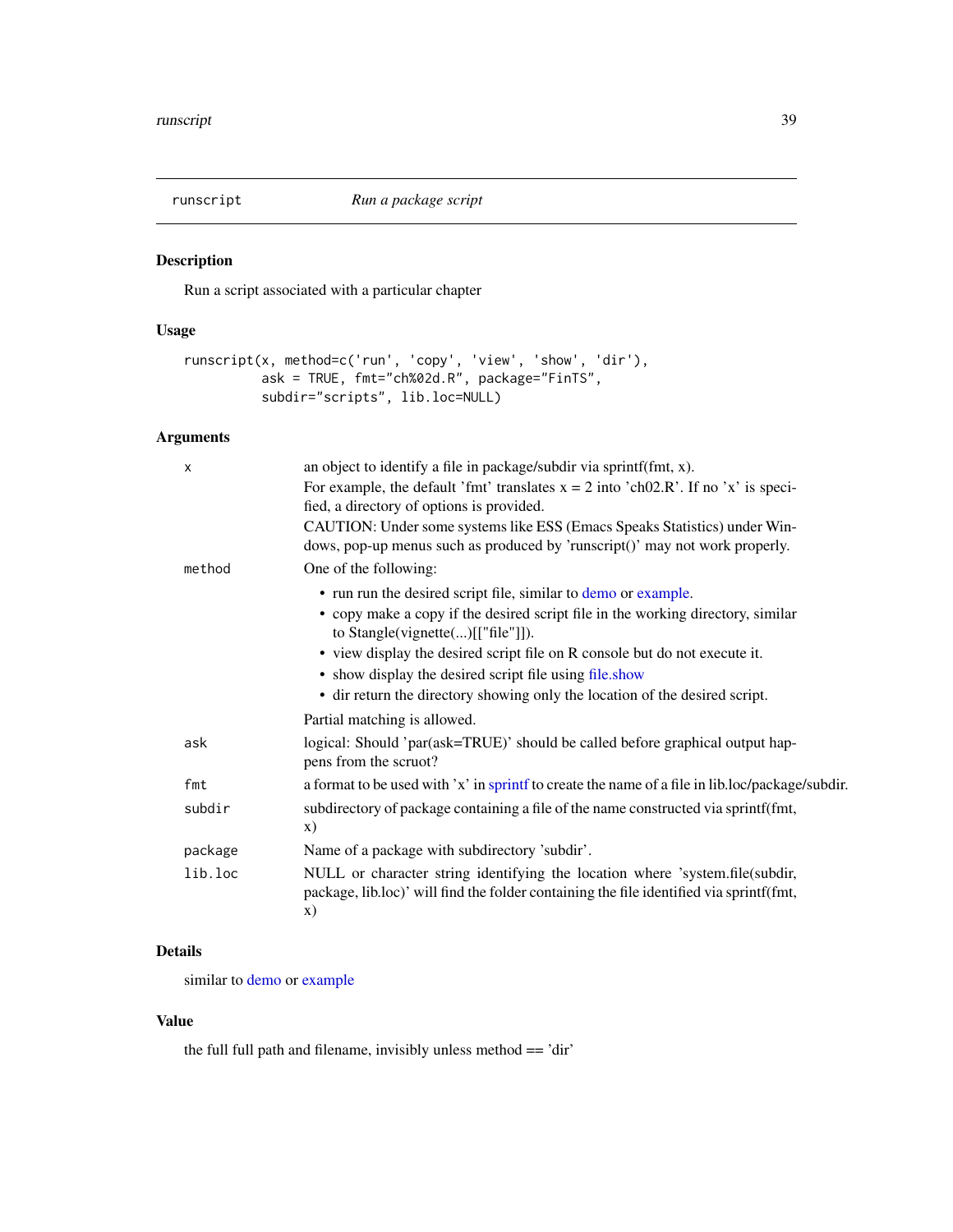## runscript — *Run a package script*

### Description

Run a script associated with a particular chapter

### Usage

```
runscript(x, method=c('run', 'copy', 'view', 'show', 'dir'),
          ask = TRUE, fmt="ch%02d.R", package="FinTS",
          subdir="scripts", lib.loc=NULL)
```

### Arguments

| Argument | Description |
|---|---|
| `x` | an object to identify a file in package/subdir via sprintf(fmt, x). For example, the default 'fmt' translates x = 2 into 'ch02.R'. If no 'x' is specified, a directory of options is provided. CAUTION: Under some systems like ESS (Emacs Speaks Statistics) under Windows, pop-up menus such as produced by 'runscript()' may not work properly. |
| `method` | One of the following: <br>• run run the desired script file, similar to demo or example. <br>• copy make a copy if the desired script file in the working directory, similar to Stangle(vignette(...)[["file"]]). <br>• view display the desired script file on R console but do not execute it. <br>• show display the desired script file using file.show <br>• dir return the directory showing only the location of the desired script. <br>Partial matching is allowed. |
| `ask` | logical: Should 'par(ask=TRUE)' should be called before graphical output happens from the scruot? |
| `fmt` | a format to be used with 'x' in sprintf to create the name of a file in lib.loc/package/subdir. |
| `subdir` | subdirectory of package containing a file of the name constructed via sprintf(fmt, x) |
| `package` | Name of a package with subdirectory 'subdir'. |
| `lib.loc` | NULL or character string identifying the location where 'system.file(subdir, package, lib.loc)' will find the folder containing the file identified via sprintf(fmt, x) |

### Details

similar to demo or example

### Value

the full full path and filename, invisibly unless method == 'dir'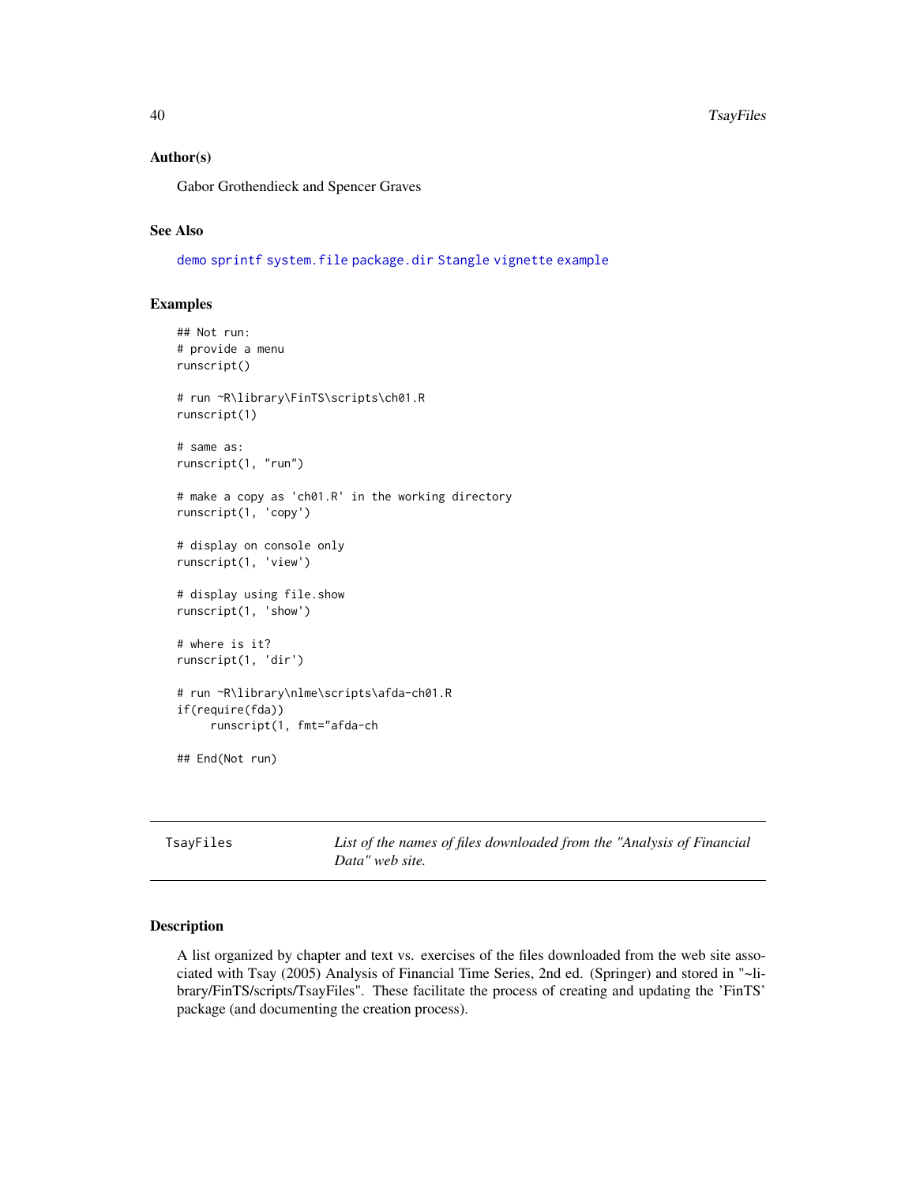### Author(s)

Gabor Grothendieck and Spencer Graves

### See Also

demo sprintf system.file package.dir Stangle vignette example

### Examples

```
## Not run:
# provide a menu
runscript()

# run ~R\library\FinTS\scripts\ch01.R
runscript(1)

# same as:
runscript(1, "run")

# make a copy as 'ch01.R' in the working directory
runscript(1, 'copy')

# display on console only
runscript(1, 'view')

# display using file.show
runscript(1, 'show')

# where is it?
runscript(1, 'dir')

# run ~R\library\nlme\scripts\afda-ch01.R
if(require(fda))
     runscript(1, fmt="afda-ch

## End(Not run)
```

---

## TsayFiles — *List of the names of files downloaded from the "Analysis of Financial Data" web site.*

---

### Description

A list organized by chapter and text vs. exercises of the files downloaded from the web site associated with Tsay (2005) Analysis of Financial Time Series, 2nd ed. (Springer) and stored in "~library/FinTS/scripts/TsayFiles". These facilitate the process of creating and updating the 'FinTS' package (and documenting the creation process).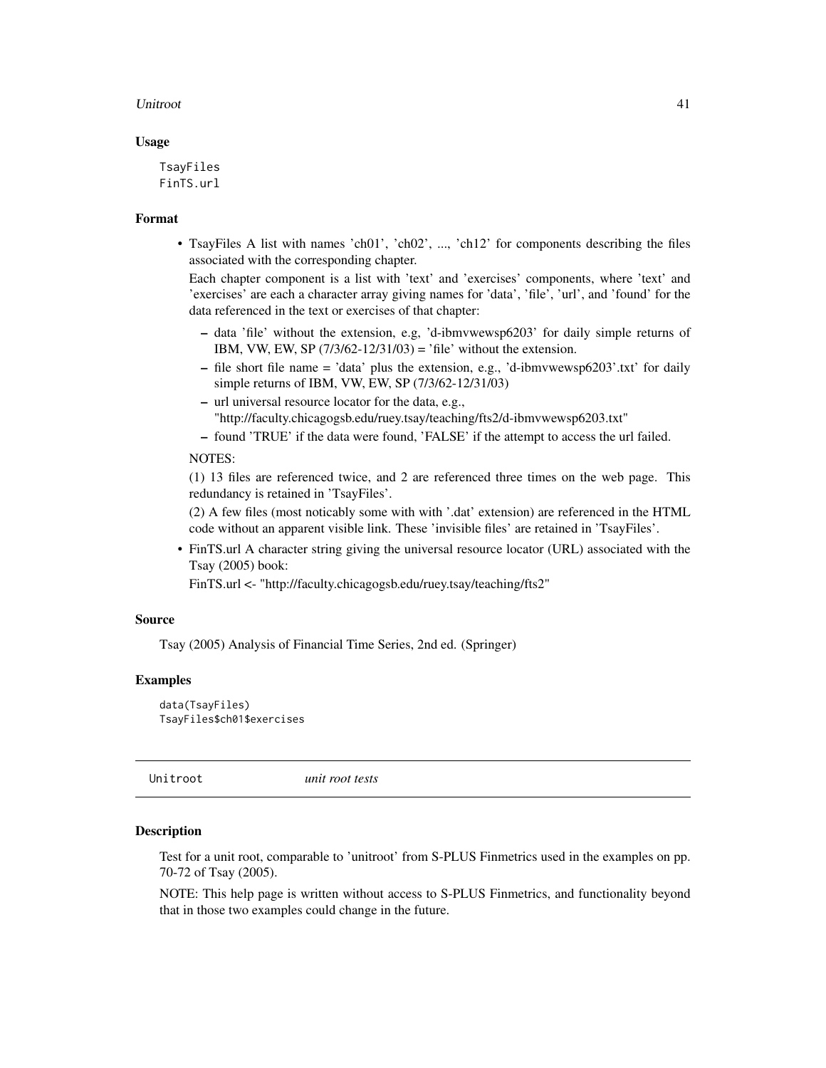### Usage

```
TsayFiles
FinTS.url
```

### Format

- TsayFiles A list with names 'ch01', 'ch02', ..., 'ch12' for components describing the files associated with the corresponding chapter.

  Each chapter component is a list with 'text' and 'exercises' components, where 'text' and 'exercises' are each a character array giving names for 'data', 'file', 'url', and 'found' for the data referenced in the text or exercises of that chapter:

  - data 'file' without the extension, e.g, 'd-ibmvwewsp6203' for daily simple returns of IBM, VW, EW, SP (7/3/62-12/31/03) = 'file' without the extension.
  - file short file name = 'data' plus the extension, e.g., 'd-ibmvwewsp6203'.txt' for daily simple returns of IBM, VW, EW, SP (7/3/62-12/31/03)
  - url universal resource locator for the data, e.g., "http://faculty.chicagogsb.edu/ruey.tsay/teaching/fts2/d-ibmvwewsp6203.txt"
  - found 'TRUE' if the data were found, 'FALSE' if the attempt to access the url failed.

  NOTES:

  (1) 13 files are referenced twice, and 2 are referenced three times on the web page. This redundancy is retained in 'TsayFiles'.

  (2) A few files (most noticably some with with '.dat' extension) are referenced in the HTML code without an apparent visible link. These 'invisible files' are retained in 'TsayFiles'.

- FinTS.url A character string giving the universal resource locator (URL) associated with the Tsay (2005) book:

  FinTS.url <- "http://faculty.chicagogsb.edu/ruey.tsay/teaching/fts2"

### Source

Tsay (2005) Analysis of Financial Time Series, 2nd ed. (Springer)

### Examples

```
data(TsayFiles)
TsayFiles$ch01$exercises
```

---

## Unitroot *unit root tests*

---

### Description

Test for a unit root, comparable to 'unitroot' from S-PLUS Finmetrics used in the examples on pp. 70-72 of Tsay (2005).

NOTE: This help page is written without access to S-PLUS Finmetrics, and functionality beyond that in those two examples could change in the future.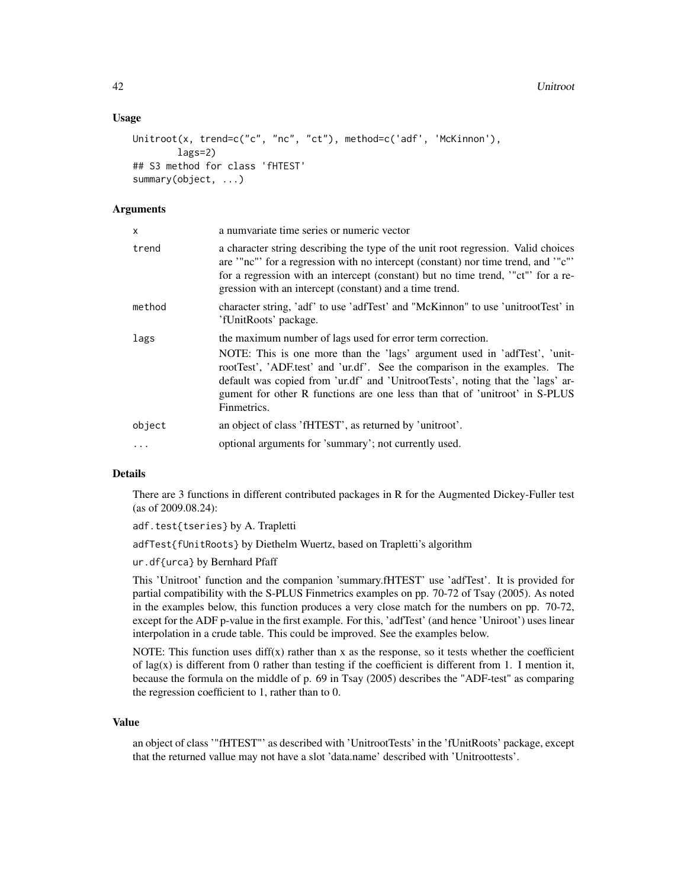### Usage

```
Unitroot(x, trend=c("c", "nc", "ct"), method=c('adf', 'McKinnon'),
        lags=2)
## S3 method for class 'fHTEST'
summary(object, ...)
```

### Arguments

| | |
|---|---|
| x | a numvariate time series or numeric vector |
| trend | a character string describing the type of the unit root regression. Valid choices are '"nc"' for a regression with no intercept (constant) nor time trend, and '"c"' for a regression with an intercept (constant) but no time trend, '"ct"' for a regression with an intercept (constant) and a time trend. |
| method | character string, 'adf' to use 'adfTest' and "McKinnon" to use 'unitrootTest' in 'fUnitRoots' package. |
| lags | the maximum number of lags used for error term correction. NOTE: This is one more than the 'lags' argument used in 'adfTest', 'unitrootTest', 'ADF.test' and 'ur.df'. See the comparison in the examples. The default was copied from 'ur.df' and 'UnitrootTests', noting that the 'lags' argument for other R functions are one less than that of 'unitroot' in S-PLUS Finmetrics. |
| object | an object of class 'fHTEST', as returned by 'unitroot'. |
| ... | optional arguments for 'summary'; not currently used. |

### Details

There are 3 functions in different contributed packages in R for the Augmented Dickey-Fuller test (as of 2009.08.24):

`adf.test{tseries}` by A. Trapletti

`adfTest{fUnitRoots}` by Diethelm Wuertz, based on Trapletti's algorithm

`ur.df{urca}` by Bernhard Pfaff

This 'Unitroot' function and the companion 'summary.fHTEST' use 'adfTest'. It is provided for partial compatibility with the S-PLUS Finmetrics examples on pp. 70-72 of Tsay (2005). As noted in the examples below, this function produces a very close match for the numbers on pp. 70-72, except for the ADF p-value in the first example. For this, 'adfTest' (and hence 'Uniroot') uses linear interpolation in a crude table. This could be improved. See the examples below.

NOTE: This function uses diff(x) rather than x as the response, so it tests whether the coefficient of lag(x) is different from 0 rather than testing if the coefficient is different from 1. I mention it, because the formula on the middle of p. 69 in Tsay (2005) describes the "ADF-test" as comparing the regression coefficient to 1, rather than to 0.

### Value

an object of class '"fHTEST"' as described with 'UnitrootTests' in the 'fUnitRoots' package, except that the returned vallue may not have a slot 'data.name' described with 'Unitroottests'.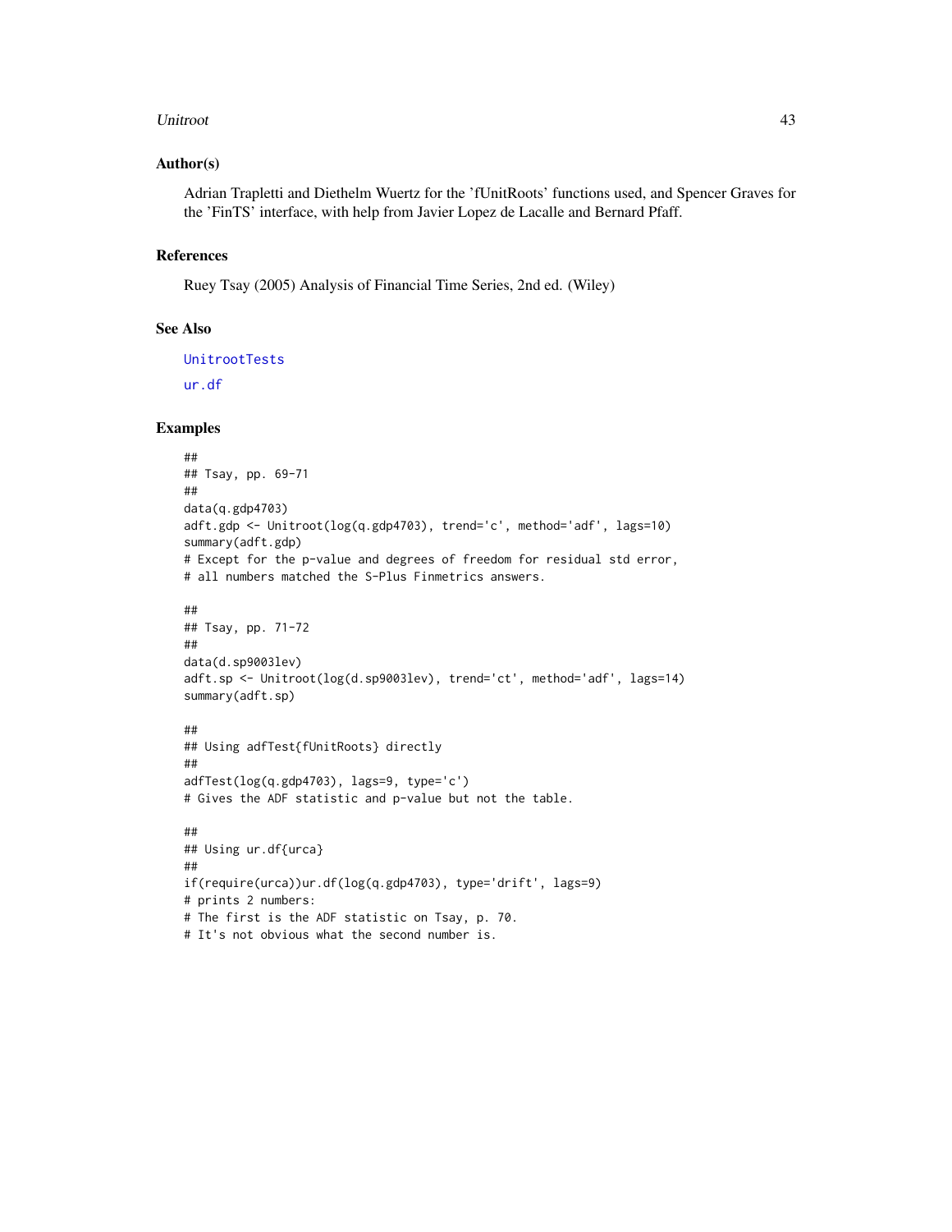### Author(s)

Adrian Trapletti and Diethelm Wuertz for the 'fUnitRoots' functions used, and Spencer Graves for the 'FinTS' interface, with help from Javier Lopez de Lacalle and Bernard Pfaff.

### References

Ruey Tsay (2005) Analysis of Financial Time Series, 2nd ed. (Wiley)

### See Also

UnitrootTests

ur.df

### Examples

```
##
## Tsay, pp. 69-71
##
data(q.gdp4703)
adft.gdp <- Unitroot(log(q.gdp4703), trend='c', method='adf', lags=10)
summary(adft.gdp)
# Except for the p-value and degrees of freedom for residual std error,
# all numbers matched the S-Plus Finmetrics answers.

##
## Tsay, pp. 71-72
##
data(d.sp9003lev)
adft.sp <- Unitroot(log(d.sp9003lev), trend='ct', method='adf', lags=14)
summary(adft.sp)

##
## Using adfTest{fUnitRoots} directly
##
adfTest(log(q.gdp4703), lags=9, type='c')
# Gives the ADF statistic and p-value but not the table.

##
## Using ur.df{urca}
##
if(require(urca))ur.df(log(q.gdp4703), type='drift', lags=9)
# prints 2 numbers:
# The first is the ADF statistic on Tsay, p. 70.
# It's not obvious what the second number is.
```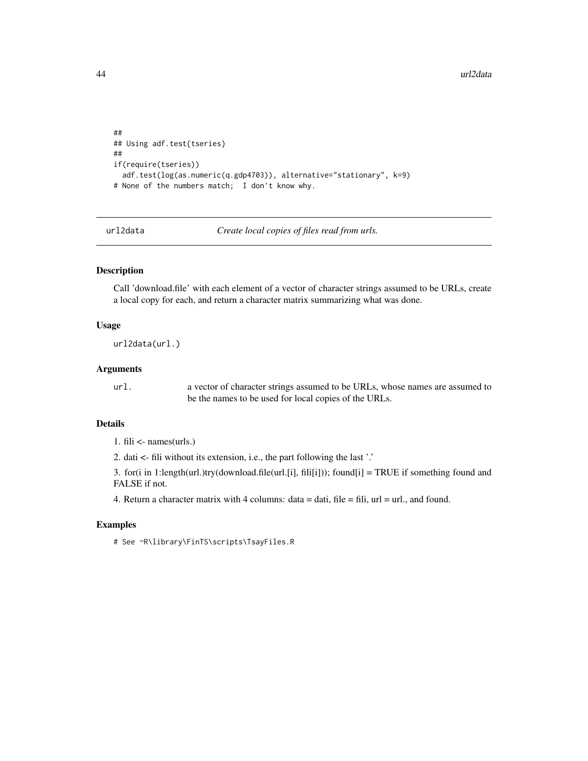```
##
## Using adf.test{tseries}
##
if(require(tseries))
  adf.test(log(as.numeric(q.gdp4703)), alternative="stationary", k=9)
# None of the numbers match;  I don't know why.
```

## url2data — *Create local copies of files read from urls.*

### Description

Call 'download.file' with each element of a vector of character strings assumed to be URLs, create a local copy for each, and return a character matrix summarizing what was done.

### Usage

```
url2data(url.)
```

### Arguments

`url.` a vector of character strings assumed to be URLs, whose names are assumed to be the names to be used for local copies of the URLs.

### Details

1. fili <- names(urls.)

2. dati <- fili without its extension, i.e., the part following the last '.'

3. for(i in 1:length(url.)try(download.file(url.[i], fili[i])); found[i] = TRUE if something found and FALSE if not.

4. Return a character matrix with 4 columns: data = dati, file = fili, url = url., and found.

### Examples

```
# See ~R\library\FinTS\scripts\TsayFiles.R
```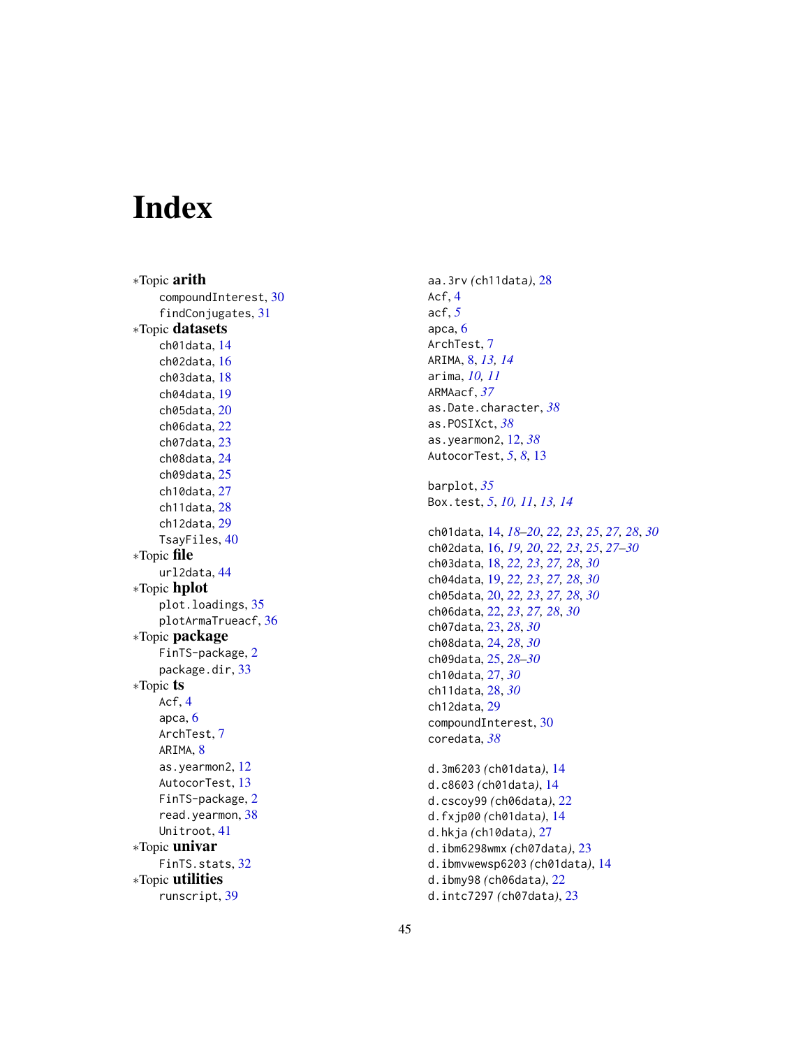# Index

∗Topic **arith**
- compoundInterest, 30
- findConjugates, 31

∗Topic **datasets**
- ch01data, 14
- ch02data, 16
- ch03data, 18
- ch04data, 19
- ch05data, 20
- ch06data, 22
- ch07data, 23
- ch08data, 24
- ch09data, 25
- ch10data, 27
- ch11data, 28
- ch12data, 29
- TsayFiles, 40

∗Topic **file**
- url2data, 44

∗Topic **hplot**
- plot.loadings, 35
- plotArmaTrueacf, 36

∗Topic **package**
- FinTS-package, 2
- package.dir, 33

∗Topic **ts**
- Acf, 4
- apca, 6
- ArchTest, 7
- ARIMA, 8
- as.yearmon2, 12
- AutocorTest, 13
- FinTS-package, 2
- read.yearmon, 38
- Unitroot, 41

∗Topic **univar**
- FinTS.stats, 32

∗Topic **utilities**
- runscript, 39

aa.3rv *(*ch11data*)*, 28
Acf, 4
acf, *5*
apca, 6
ArchTest, 7
ARIMA, 8, *13*, *14*
arima, *10*, *11*
ARMAacf, *37*
as.Date.character, *38*
as.POSIXct, *38*
as.yearmon2, 12, *38*
AutocorTest, *5*, *8*, 13

barplot, *35*
Box.test, *5*, *10*, *11*, *13*, *14*

ch01data, 14, *18–20*, *22*, *23*, *25*, *27*, *28*, *30*
ch02data, 16, *19*, *20*, *22*, *23*, *25*, *27–30*
ch03data, 18, *22*, *23*, *27*, *28*, *30*
ch04data, 19, *22*, *23*, *27*, *28*, *30*
ch05data, 20, *22*, *23*, *27*, *28*, *30*
ch06data, 22, *23*, *27*, *28*, *30*
ch07data, 23, *28*, *30*
ch08data, 24, *28*, *30*
ch09data, 25, *28–30*
ch10data, 27, *30*
ch11data, 28, *30*
ch12data, 29
compoundInterest, 30
coredata, *38*

d.3m6203 *(*ch01data*)*, 14
d.c8603 *(*ch01data*)*, 14
d.cscoy99 *(*ch06data*)*, 22
d.fxjp00 *(*ch01data*)*, 14
d.hkja *(*ch10data*)*, 27
d.ibm6298wmx *(*ch07data*)*, 23
d.ibmvwewsp6203 *(*ch01data*)*, 14
d.ibmy98 *(*ch06data*)*, 22
d.intc7297 *(*ch07data*)*, 23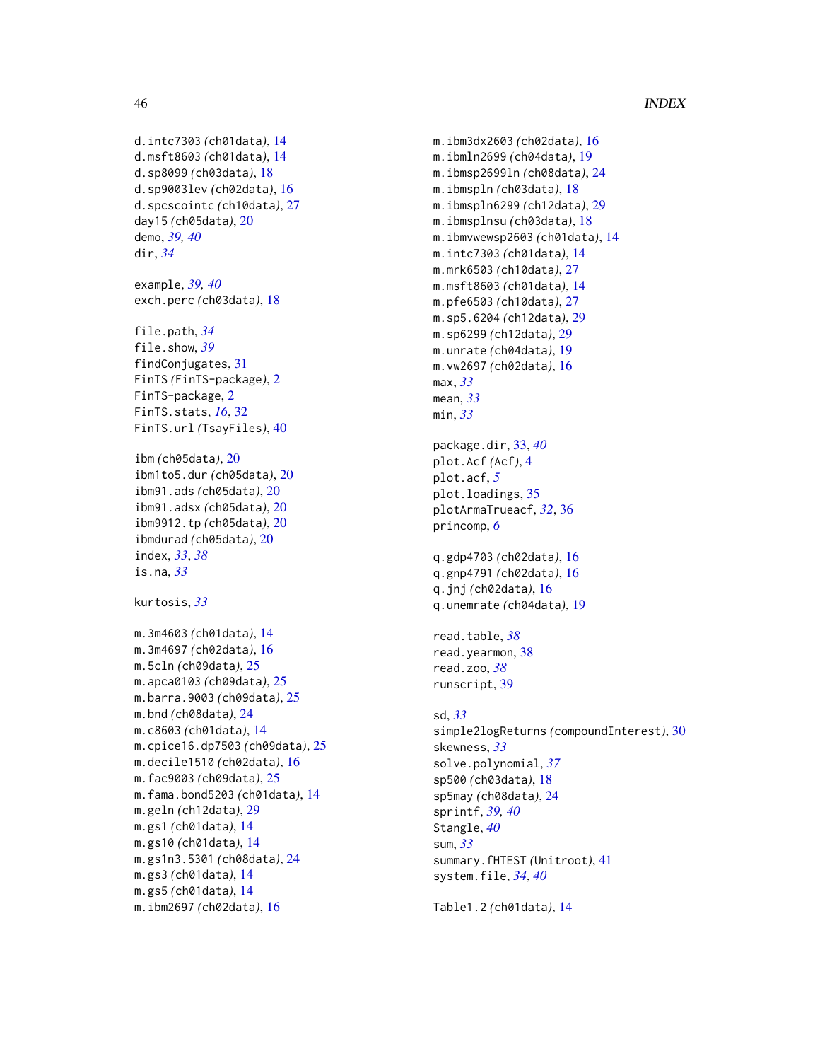d.intc7303 *(ch01data)*, 14
d.msft8603 *(ch01data)*, 14
d.sp8099 *(ch03data)*, 18
d.sp9003lev *(ch02data)*, 16
d.spcscointc *(ch10data)*, 27
day15 *(ch05data)*, 20
demo, *39, 40*
dir, *34*

example, *39, 40*
exch.perc *(ch03data)*, 18

file.path, *34*
file.show, *39*
findConjugates, 31
FinTS *(FinTS-package)*, 2
FinTS-package, 2
FinTS.stats, *16*, 32
FinTS.url *(TsayFiles)*, 40

ibm *(ch05data)*, 20
ibm1to5.dur *(ch05data)*, 20
ibm91.ads *(ch05data)*, 20
ibm91.adsx *(ch05data)*, 20
ibm9912.tp *(ch05data)*, 20
ibmdurad *(ch05data)*, 20
index, *33*, *38*
is.na, *33*

kurtosis, *33*

m.3m4603 *(ch01data)*, 14
m.3m4697 *(ch02data)*, 16
m.5cln *(ch09data)*, 25
m.apca0103 *(ch09data)*, 25
m.barra.9003 *(ch09data)*, 25
m.bnd *(ch08data)*, 24
m.c8603 *(ch01data)*, 14
m.cpice16.dp7503 *(ch09data)*, 25
m.decile1510 *(ch02data)*, 16
m.fac9003 *(ch09data)*, 25
m.fama.bond5203 *(ch01data)*, 14
m.geln *(ch12data)*, 29
m.gs1 *(ch01data)*, 14
m.gs10 *(ch01data)*, 14
m.gs1n3.5301 *(ch08data)*, 24
m.gs3 *(ch01data)*, 14
m.gs5 *(ch01data)*, 14
m.ibm2697 *(ch02data)*, 16
m.ibm3dx2603 *(ch02data)*, 16
m.ibmln2699 *(ch04data)*, 19
m.ibmsp2699ln *(ch08data)*, 24
m.ibmspln *(ch03data)*, 18
m.ibmspln6299 *(ch12data)*, 29
m.ibmsplnsu *(ch03data)*, 18
m.ibmvwewsp2603 *(ch01data)*, 14
m.intc7303 *(ch01data)*, 14
m.mrk6503 *(ch10data)*, 27
m.msft8603 *(ch01data)*, 14
m.pfe6503 *(ch10data)*, 27
m.sp5.6204 *(ch12data)*, 29
m.sp6299 *(ch12data)*, 29
m.unrate *(ch04data)*, 19
m.vw2697 *(ch02data)*, 16
max, *33*
mean, *33*
min, *33*

package.dir, 33, *40*
plot.Acf *(Acf)*, 4
plot.acf, *5*
plot.loadings, 35
plotArmaTrueacf, *32*, 36
princomp, *6*

q.gdp4703 *(ch02data)*, 16
q.gnp4791 *(ch02data)*, 16
q.jnj *(ch02data)*, 16
q.unemrate *(ch04data)*, 19

read.table, *38*
read.yearmon, 38
read.zoo, *38*
runscript, 39

sd, *33*
simple2logReturns *(compoundInterest)*, 30
skewness, *33*
solve.polynomial, *37*
sp500 *(ch03data)*, 18
sp5may *(ch08data)*, 24
sprintf, *39, 40*
Stangle, *40*
sum, *33*
summary.fHTEST *(Unitroot)*, 41
system.file, *34*, *40*

Table1.2 *(ch01data)*, 14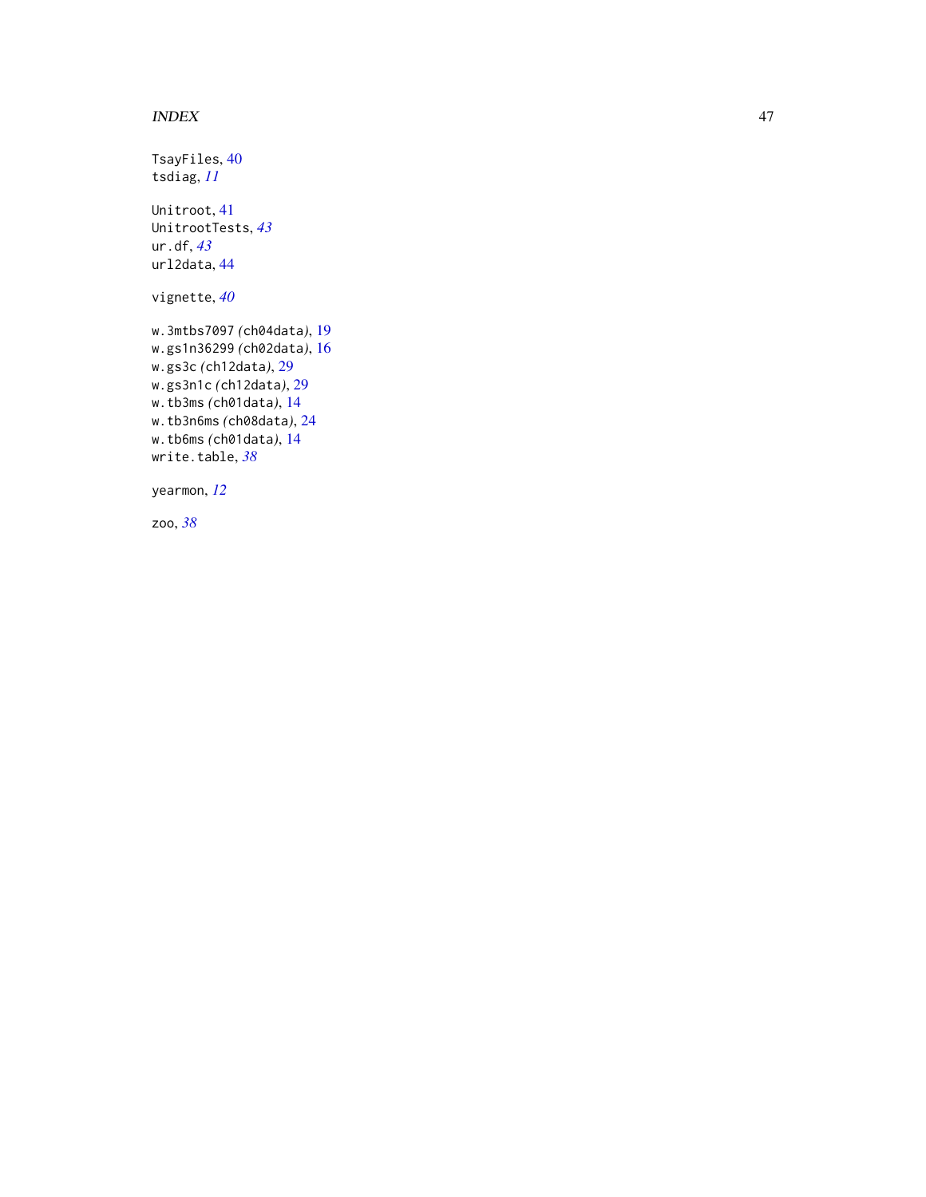TsayFiles, 40
tsdiag, *11*

Unitroot, 41
UnitrootTests, *43*
ur.df, *43*
url2data, 44

vignette, *40*

w.3mtbs7097 *(*ch04data*)*, 19
w.gs1n36299 *(*ch02data*)*, 16
w.gs3c *(*ch12data*)*, 29
w.gs3n1c *(*ch12data*)*, 29
w.tb3ms *(*ch01data*)*, 14
w.tb3n6ms *(*ch08data*)*, 24
w.tb6ms *(*ch01data*)*, 14
write.table, *38*

yearmon, *12*

zoo, *38*